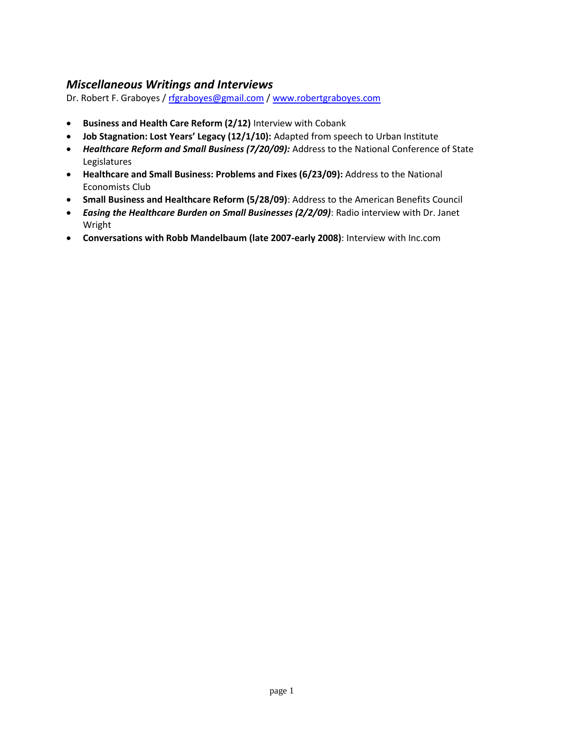## *Miscellaneous Writings and Interviews*

Dr. Robert F. Graboyes / rfgraboyes@gmail.com / www.robertgraboyes.com

- **Business and Health Care Reform (2/12)** Interview with Cobank
- **Job Stagnation: Lost Years' Legacy (12/1/10):** Adapted from speech to Urban Institute
- ***Healthcare Reform and Small Business (7/20/09):*** Address to the National Conference of State Legislatures
- **Healthcare and Small Business: Problems and Fixes (6/23/09):** Address to the National Economists Club
- **Small Business and Healthcare Reform (5/28/09)**: Address to the American Benefits Council
- ***Easing the Healthcare Burden on Small Businesses (2/2/09)***: Radio interview with Dr. Janet Wright
- **Conversations with Robb Mandelbaum (late 2007-early 2008)**: Interview with Inc.com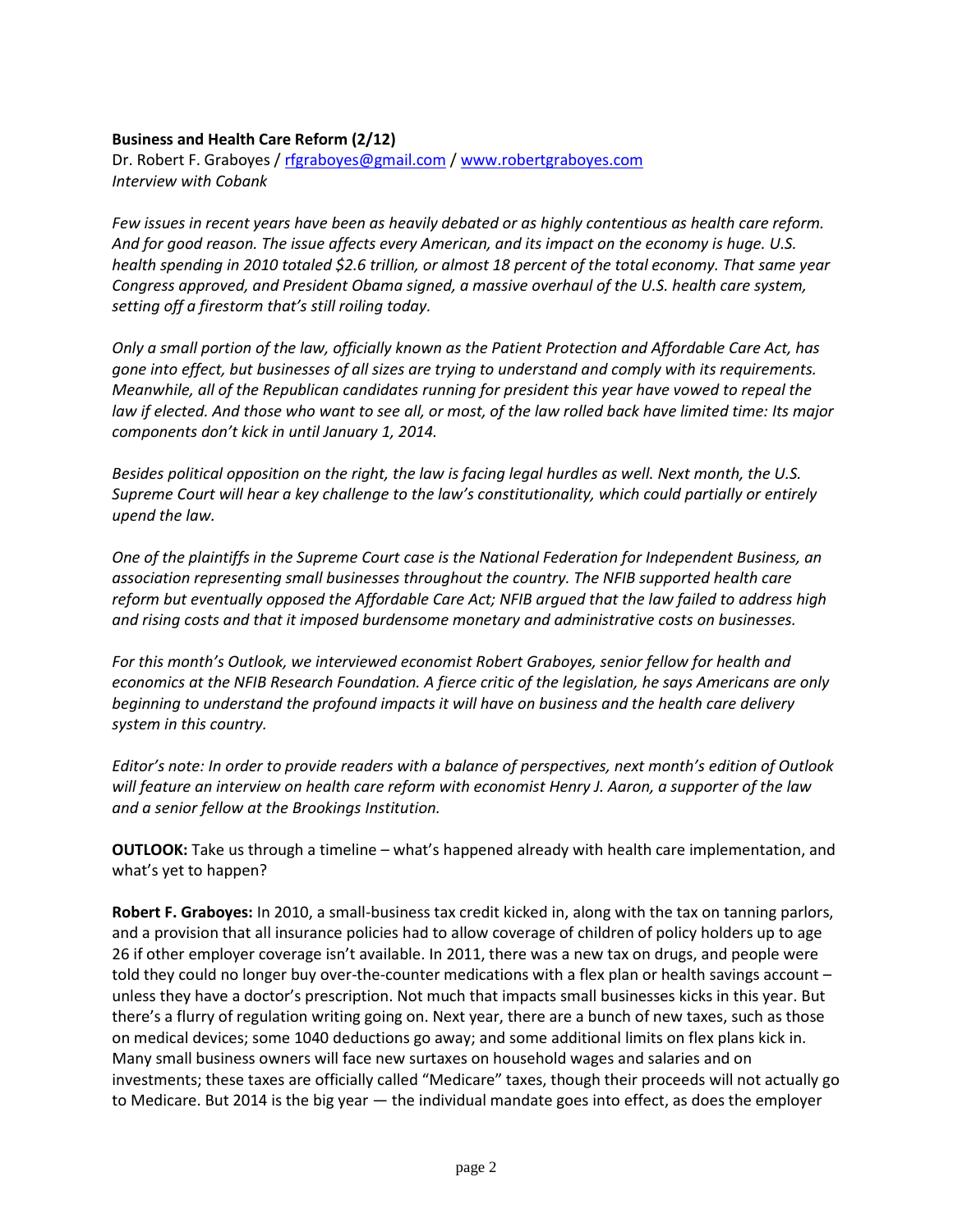**Business and Health Care Reform (2/12)**

Dr. Robert F. Graboyes / rfgraboyes@gmail.com / www.robertgraboyes.com

*Interview with Cobank*

*Few issues in recent years have been as heavily debated or as highly contentious as health care reform. And for good reason. The issue affects every American, and its impact on the economy is huge. U.S. health spending in 2010 totaled $2.6 trillion, or almost 18 percent of the total economy. That same year Congress approved, and President Obama signed, a massive overhaul of the U.S. health care system, setting off a firestorm that's still roiling today.*

*Only a small portion of the law, officially known as the Patient Protection and Affordable Care Act, has gone into effect, but businesses of all sizes are trying to understand and comply with its requirements. Meanwhile, all of the Republican candidates running for president this year have vowed to repeal the law if elected. And those who want to see all, or most, of the law rolled back have limited time: Its major components don't kick in until January 1, 2014.*

*Besides political opposition on the right, the law is facing legal hurdles as well. Next month, the U.S. Supreme Court will hear a key challenge to the law's constitutionality, which could partially or entirely upend the law.*

*One of the plaintiffs in the Supreme Court case is the National Federation for Independent Business, an association representing small businesses throughout the country. The NFIB supported health care reform but eventually opposed the Affordable Care Act; NFIB argued that the law failed to address high and rising costs and that it imposed burdensome monetary and administrative costs on businesses.*

*For this month's Outlook, we interviewed economist Robert Graboyes, senior fellow for health and economics at the NFIB Research Foundation. A fierce critic of the legislation, he says Americans are only beginning to understand the profound impacts it will have on business and the health care delivery system in this country.*

*Editor's note: In order to provide readers with a balance of perspectives, next month's edition of Outlook will feature an interview on health care reform with economist Henry J. Aaron, a supporter of the law and a senior fellow at the Brookings Institution.*

**OUTLOOK:** Take us through a timeline – what's happened already with health care implementation, and what's yet to happen?

**Robert F. Graboyes:** In 2010, a small-business tax credit kicked in, along with the tax on tanning parlors, and a provision that all insurance policies had to allow coverage of children of policy holders up to age 26 if other employer coverage isn't available. In 2011, there was a new tax on drugs, and people were told they could no longer buy over-the-counter medications with a flex plan or health savings account – unless they have a doctor's prescription. Not much that impacts small businesses kicks in this year. But there's a flurry of regulation writing going on. Next year, there are a bunch of new taxes, such as those on medical devices; some 1040 deductions go away; and some additional limits on flex plans kick in. Many small business owners will face new surtaxes on household wages and salaries and on investments; these taxes are officially called "Medicare" taxes, though their proceeds will not actually go to Medicare. But 2014 is the big year — the individual mandate goes into effect, as does the employer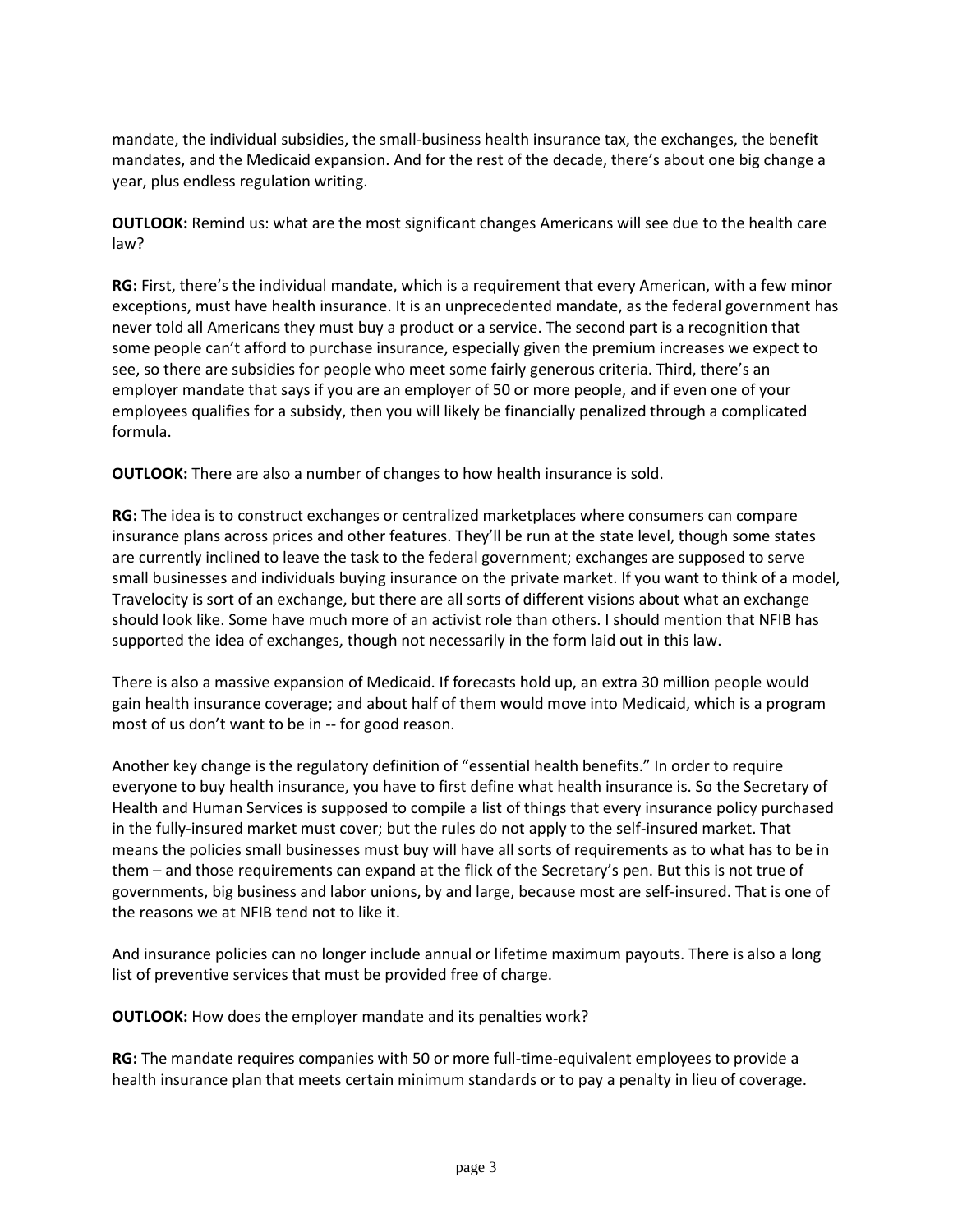mandate, the individual subsidies, the small-business health insurance tax, the exchanges, the benefit mandates, and the Medicaid expansion. And for the rest of the decade, there's about one big change a year, plus endless regulation writing.

**OUTLOOK:** Remind us: what are the most significant changes Americans will see due to the health care law?

**RG:** First, there's the individual mandate, which is a requirement that every American, with a few minor exceptions, must have health insurance. It is an unprecedented mandate, as the federal government has never told all Americans they must buy a product or a service. The second part is a recognition that some people can't afford to purchase insurance, especially given the premium increases we expect to see, so there are subsidies for people who meet some fairly generous criteria. Third, there's an employer mandate that says if you are an employer of 50 or more people, and if even one of your employees qualifies for a subsidy, then you will likely be financially penalized through a complicated formula.

**OUTLOOK:** There are also a number of changes to how health insurance is sold.

**RG:** The idea is to construct exchanges or centralized marketplaces where consumers can compare insurance plans across prices and other features. They'll be run at the state level, though some states are currently inclined to leave the task to the federal government; exchanges are supposed to serve small businesses and individuals buying insurance on the private market. If you want to think of a model, Travelocity is sort of an exchange, but there are all sorts of different visions about what an exchange should look like. Some have much more of an activist role than others. I should mention that NFIB has supported the idea of exchanges, though not necessarily in the form laid out in this law.

There is also a massive expansion of Medicaid. If forecasts hold up, an extra 30 million people would gain health insurance coverage; and about half of them would move into Medicaid, which is a program most of us don't want to be in -- for good reason.

Another key change is the regulatory definition of "essential health benefits." In order to require everyone to buy health insurance, you have to first define what health insurance is. So the Secretary of Health and Human Services is supposed to compile a list of things that every insurance policy purchased in the fully-insured market must cover; but the rules do not apply to the self-insured market. That means the policies small businesses must buy will have all sorts of requirements as to what has to be in them – and those requirements can expand at the flick of the Secretary's pen. But this is not true of governments, big business and labor unions, by and large, because most are self-insured. That is one of the reasons we at NFIB tend not to like it.

And insurance policies can no longer include annual or lifetime maximum payouts. There is also a long list of preventive services that must be provided free of charge.

**OUTLOOK:** How does the employer mandate and its penalties work?

**RG:** The mandate requires companies with 50 or more full-time-equivalent employees to provide a health insurance plan that meets certain minimum standards or to pay a penalty in lieu of coverage.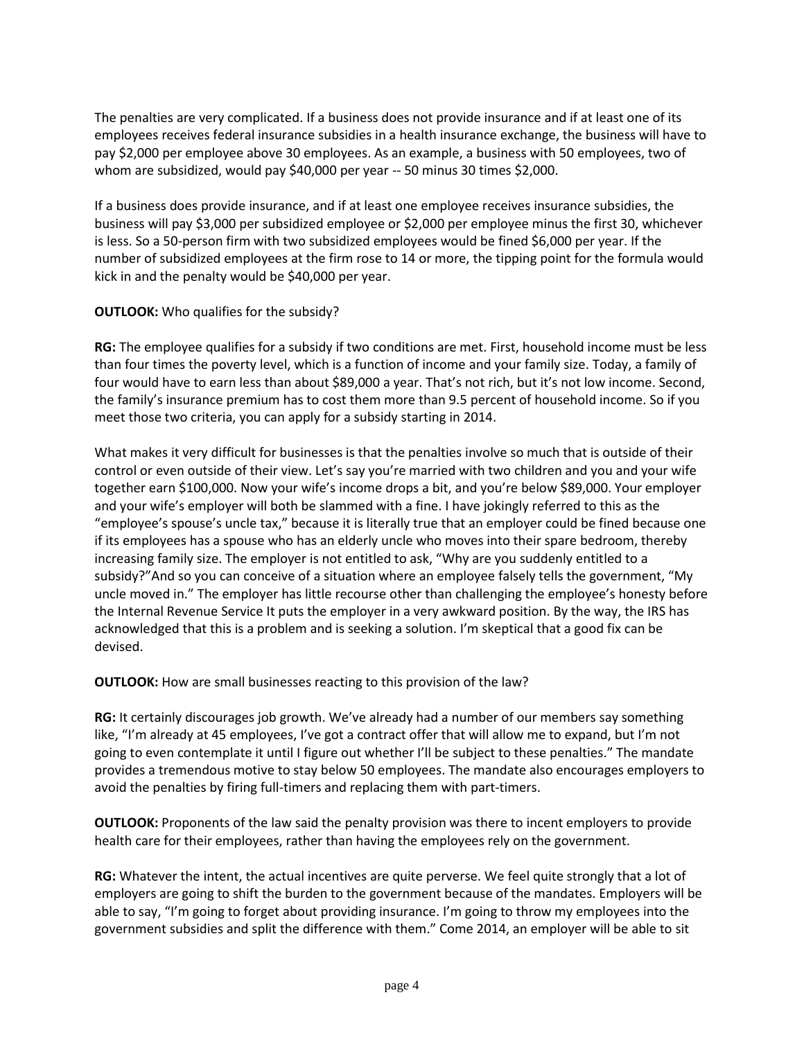The penalties are very complicated. If a business does not provide insurance and if at least one of its employees receives federal insurance subsidies in a health insurance exchange, the business will have to pay $2,000 per employee above 30 employees. As an example, a business with 50 employees, two of whom are subsidized, would pay $40,000 per year -- 50 minus 30 times $2,000.

If a business does provide insurance, and if at least one employee receives insurance subsidies, the business will pay $3,000 per subsidized employee or $2,000 per employee minus the first 30, whichever is less. So a 50-person firm with two subsidized employees would be fined $6,000 per year. If the number of subsidized employees at the firm rose to 14 or more, the tipping point for the formula would kick in and the penalty would be $40,000 per year.

**OUTLOOK:** Who qualifies for the subsidy?

**RG:** The employee qualifies for a subsidy if two conditions are met. First, household income must be less than four times the poverty level, which is a function of income and your family size. Today, a family of four would have to earn less than about $89,000 a year. That's not rich, but it's not low income. Second, the family's insurance premium has to cost them more than 9.5 percent of household income. So if you meet those two criteria, you can apply for a subsidy starting in 2014.

What makes it very difficult for businesses is that the penalties involve so much that is outside of their control or even outside of their view. Let's say you're married with two children and you and your wife together earn $100,000. Now your wife's income drops a bit, and you're below $89,000. Your employer and your wife's employer will both be slammed with a fine. I have jokingly referred to this as the "employee's spouse's uncle tax," because it is literally true that an employer could be fined because one if its employees has a spouse who has an elderly uncle who moves into their spare bedroom, thereby increasing family size. The employer is not entitled to ask, "Why are you suddenly entitled to a subsidy?"And so you can conceive of a situation where an employee falsely tells the government, "My uncle moved in." The employer has little recourse other than challenging the employee's honesty before the Internal Revenue Service It puts the employer in a very awkward position. By the way, the IRS has acknowledged that this is a problem and is seeking a solution. I'm skeptical that a good fix can be devised.

**OUTLOOK:** How are small businesses reacting to this provision of the law?

**RG:** It certainly discourages job growth. We've already had a number of our members say something like, "I'm already at 45 employees, I've got a contract offer that will allow me to expand, but I'm not going to even contemplate it until I figure out whether I'll be subject to these penalties." The mandate provides a tremendous motive to stay below 50 employees. The mandate also encourages employers to avoid the penalties by firing full-timers and replacing them with part-timers.

**OUTLOOK:** Proponents of the law said the penalty provision was there to incent employers to provide health care for their employees, rather than having the employees rely on the government.

**RG:** Whatever the intent, the actual incentives are quite perverse. We feel quite strongly that a lot of employers are going to shift the burden to the government because of the mandates. Employers will be able to say, "I'm going to forget about providing insurance. I'm going to throw my employees into the government subsidies and split the difference with them." Come 2014, an employer will be able to sit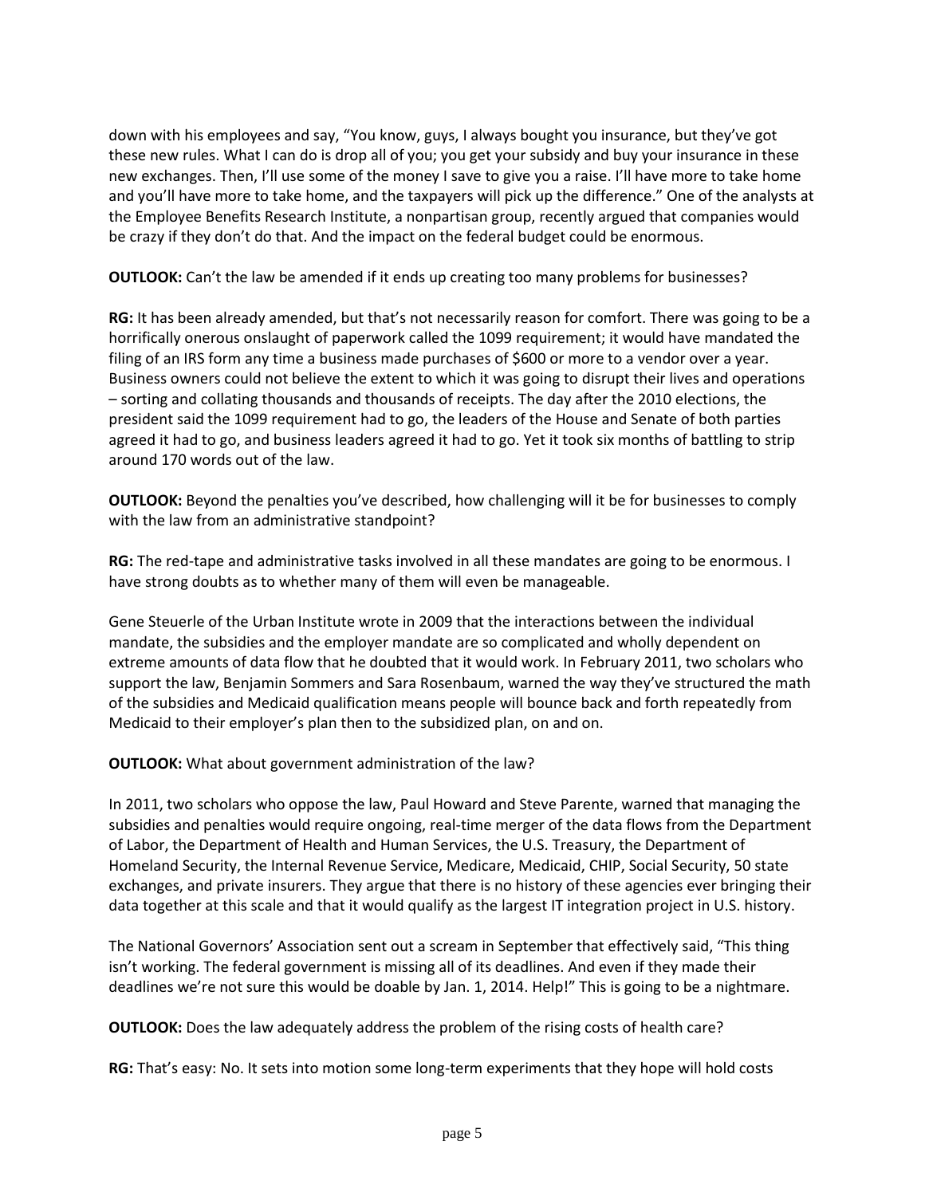down with his employees and say, "You know, guys, I always bought you insurance, but they've got these new rules. What I can do is drop all of you; you get your subsidy and buy your insurance in these new exchanges. Then, I'll use some of the money I save to give you a raise. I'll have more to take home and you'll have more to take home, and the taxpayers will pick up the difference." One of the analysts at the Employee Benefits Research Institute, a nonpartisan group, recently argued that companies would be crazy if they don't do that. And the impact on the federal budget could be enormous.

**OUTLOOK:** Can't the law be amended if it ends up creating too many problems for businesses?

**RG:** It has been already amended, but that's not necessarily reason for comfort. There was going to be a horrifically onerous onslaught of paperwork called the 1099 requirement; it would have mandated the filing of an IRS form any time a business made purchases of $600 or more to a vendor over a year. Business owners could not believe the extent to which it was going to disrupt their lives and operations – sorting and collating thousands and thousands of receipts. The day after the 2010 elections, the president said the 1099 requirement had to go, the leaders of the House and Senate of both parties agreed it had to go, and business leaders agreed it had to go. Yet it took six months of battling to strip around 170 words out of the law.

**OUTLOOK:** Beyond the penalties you've described, how challenging will it be for businesses to comply with the law from an administrative standpoint?

**RG:** The red-tape and administrative tasks involved in all these mandates are going to be enormous. I have strong doubts as to whether many of them will even be manageable.

Gene Steuerle of the Urban Institute wrote in 2009 that the interactions between the individual mandate, the subsidies and the employer mandate are so complicated and wholly dependent on extreme amounts of data flow that he doubted that it would work. In February 2011, two scholars who support the law, Benjamin Sommers and Sara Rosenbaum, warned the way they've structured the math of the subsidies and Medicaid qualification means people will bounce back and forth repeatedly from Medicaid to their employer's plan then to the subsidized plan, on and on.

**OUTLOOK:** What about government administration of the law?

In 2011, two scholars who oppose the law, Paul Howard and Steve Parente, warned that managing the subsidies and penalties would require ongoing, real-time merger of the data flows from the Department of Labor, the Department of Health and Human Services, the U.S. Treasury, the Department of Homeland Security, the Internal Revenue Service, Medicare, Medicaid, CHIP, Social Security, 50 state exchanges, and private insurers. They argue that there is no history of these agencies ever bringing their data together at this scale and that it would qualify as the largest IT integration project in U.S. history.

The National Governors' Association sent out a scream in September that effectively said, "This thing isn't working. The federal government is missing all of its deadlines. And even if they made their deadlines we're not sure this would be doable by Jan. 1, 2014. Help!" This is going to be a nightmare.

**OUTLOOK:** Does the law adequately address the problem of the rising costs of health care?

**RG:** That's easy: No. It sets into motion some long-term experiments that they hope will hold costs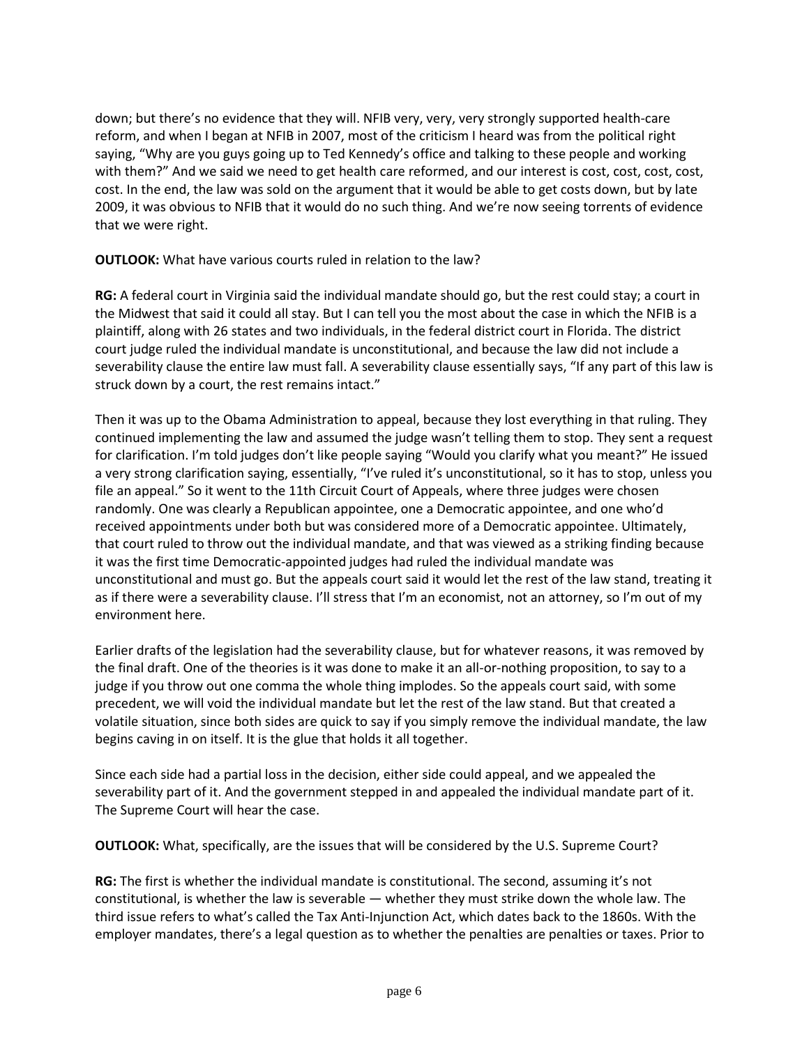down; but there's no evidence that they will. NFIB very, very, very strongly supported health-care reform, and when I began at NFIB in 2007, most of the criticism I heard was from the political right saying, "Why are you guys going up to Ted Kennedy's office and talking to these people and working with them?" And we said we need to get health care reformed, and our interest is cost, cost, cost, cost, cost. In the end, the law was sold on the argument that it would be able to get costs down, but by late 2009, it was obvious to NFIB that it would do no such thing. And we're now seeing torrents of evidence that we were right.

**OUTLOOK:** What have various courts ruled in relation to the law?

**RG:** A federal court in Virginia said the individual mandate should go, but the rest could stay; a court in the Midwest that said it could all stay. But I can tell you the most about the case in which the NFIB is a plaintiff, along with 26 states and two individuals, in the federal district court in Florida. The district court judge ruled the individual mandate is unconstitutional, and because the law did not include a severability clause the entire law must fall. A severability clause essentially says, "If any part of this law is struck down by a court, the rest remains intact."

Then it was up to the Obama Administration to appeal, because they lost everything in that ruling. They continued implementing the law and assumed the judge wasn't telling them to stop. They sent a request for clarification. I'm told judges don't like people saying "Would you clarify what you meant?" He issued a very strong clarification saying, essentially, "I've ruled it's unconstitutional, so it has to stop, unless you file an appeal." So it went to the 11th Circuit Court of Appeals, where three judges were chosen randomly. One was clearly a Republican appointee, one a Democratic appointee, and one who'd received appointments under both but was considered more of a Democratic appointee. Ultimately, that court ruled to throw out the individual mandate, and that was viewed as a striking finding because it was the first time Democratic-appointed judges had ruled the individual mandate was unconstitutional and must go. But the appeals court said it would let the rest of the law stand, treating it as if there were a severability clause. I'll stress that I'm an economist, not an attorney, so I'm out of my environment here.

Earlier drafts of the legislation had the severability clause, but for whatever reasons, it was removed by the final draft. One of the theories is it was done to make it an all-or-nothing proposition, to say to a judge if you throw out one comma the whole thing implodes. So the appeals court said, with some precedent, we will void the individual mandate but let the rest of the law stand. But that created a volatile situation, since both sides are quick to say if you simply remove the individual mandate, the law begins caving in on itself. It is the glue that holds it all together.

Since each side had a partial loss in the decision, either side could appeal, and we appealed the severability part of it. And the government stepped in and appealed the individual mandate part of it. The Supreme Court will hear the case.

**OUTLOOK:** What, specifically, are the issues that will be considered by the U.S. Supreme Court?

**RG:** The first is whether the individual mandate is constitutional. The second, assuming it's not constitutional, is whether the law is severable — whether they must strike down the whole law. The third issue refers to what's called the Tax Anti-Injunction Act, which dates back to the 1860s. With the employer mandates, there's a legal question as to whether the penalties are penalties or taxes. Prior to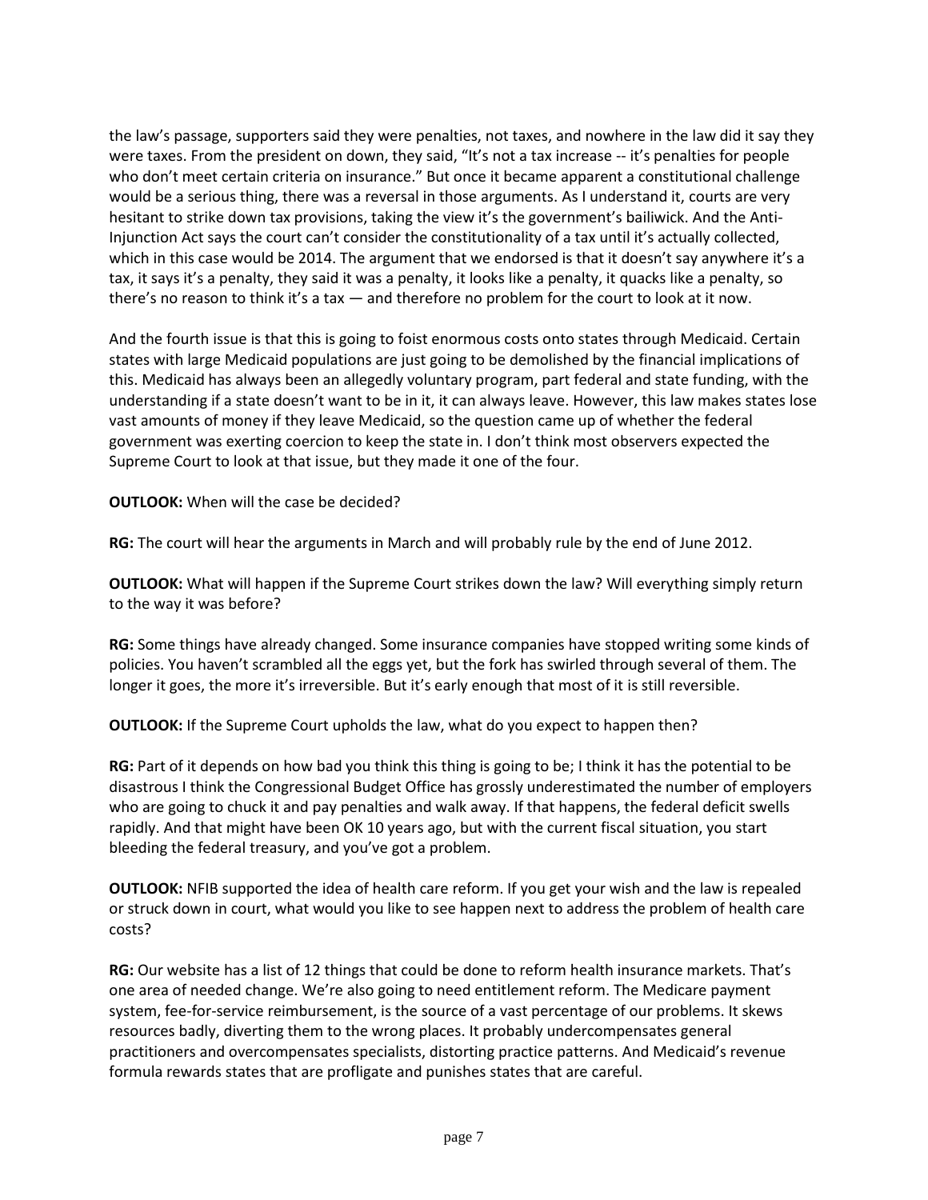the law's passage, supporters said they were penalties, not taxes, and nowhere in the law did it say they were taxes. From the president on down, they said, "It's not a tax increase -- it's penalties for people who don't meet certain criteria on insurance." But once it became apparent a constitutional challenge would be a serious thing, there was a reversal in those arguments. As I understand it, courts are very hesitant to strike down tax provisions, taking the view it's the government's bailiwick. And the Anti-Injunction Act says the court can't consider the constitutionality of a tax until it's actually collected, which in this case would be 2014. The argument that we endorsed is that it doesn't say anywhere it's a tax, it says it's a penalty, they said it was a penalty, it looks like a penalty, it quacks like a penalty, so there's no reason to think it's a tax — and therefore no problem for the court to look at it now.

And the fourth issue is that this is going to foist enormous costs onto states through Medicaid. Certain states with large Medicaid populations are just going to be demolished by the financial implications of this. Medicaid has always been an allegedly voluntary program, part federal and state funding, with the understanding if a state doesn't want to be in it, it can always leave. However, this law makes states lose vast amounts of money if they leave Medicaid, so the question came up of whether the federal government was exerting coercion to keep the state in. I don't think most observers expected the Supreme Court to look at that issue, but they made it one of the four.

**OUTLOOK:** When will the case be decided?

**RG:** The court will hear the arguments in March and will probably rule by the end of June 2012.

**OUTLOOK:** What will happen if the Supreme Court strikes down the law? Will everything simply return to the way it was before?

**RG:** Some things have already changed. Some insurance companies have stopped writing some kinds of policies. You haven't scrambled all the eggs yet, but the fork has swirled through several of them. The longer it goes, the more it's irreversible. But it's early enough that most of it is still reversible.

**OUTLOOK:** If the Supreme Court upholds the law, what do you expect to happen then?

**RG:** Part of it depends on how bad you think this thing is going to be; I think it has the potential to be disastrous I think the Congressional Budget Office has grossly underestimated the number of employers who are going to chuck it and pay penalties and walk away. If that happens, the federal deficit swells rapidly. And that might have been OK 10 years ago, but with the current fiscal situation, you start bleeding the federal treasury, and you've got a problem.

**OUTLOOK:** NFIB supported the idea of health care reform. If you get your wish and the law is repealed or struck down in court, what would you like to see happen next to address the problem of health care costs?

**RG:** Our website has a list of 12 things that could be done to reform health insurance markets. That's one area of needed change. We're also going to need entitlement reform. The Medicare payment system, fee-for-service reimbursement, is the source of a vast percentage of our problems. It skews resources badly, diverting them to the wrong places. It probably undercompensates general practitioners and overcompensates specialists, distorting practice patterns. And Medicaid's revenue formula rewards states that are profligate and punishes states that are careful.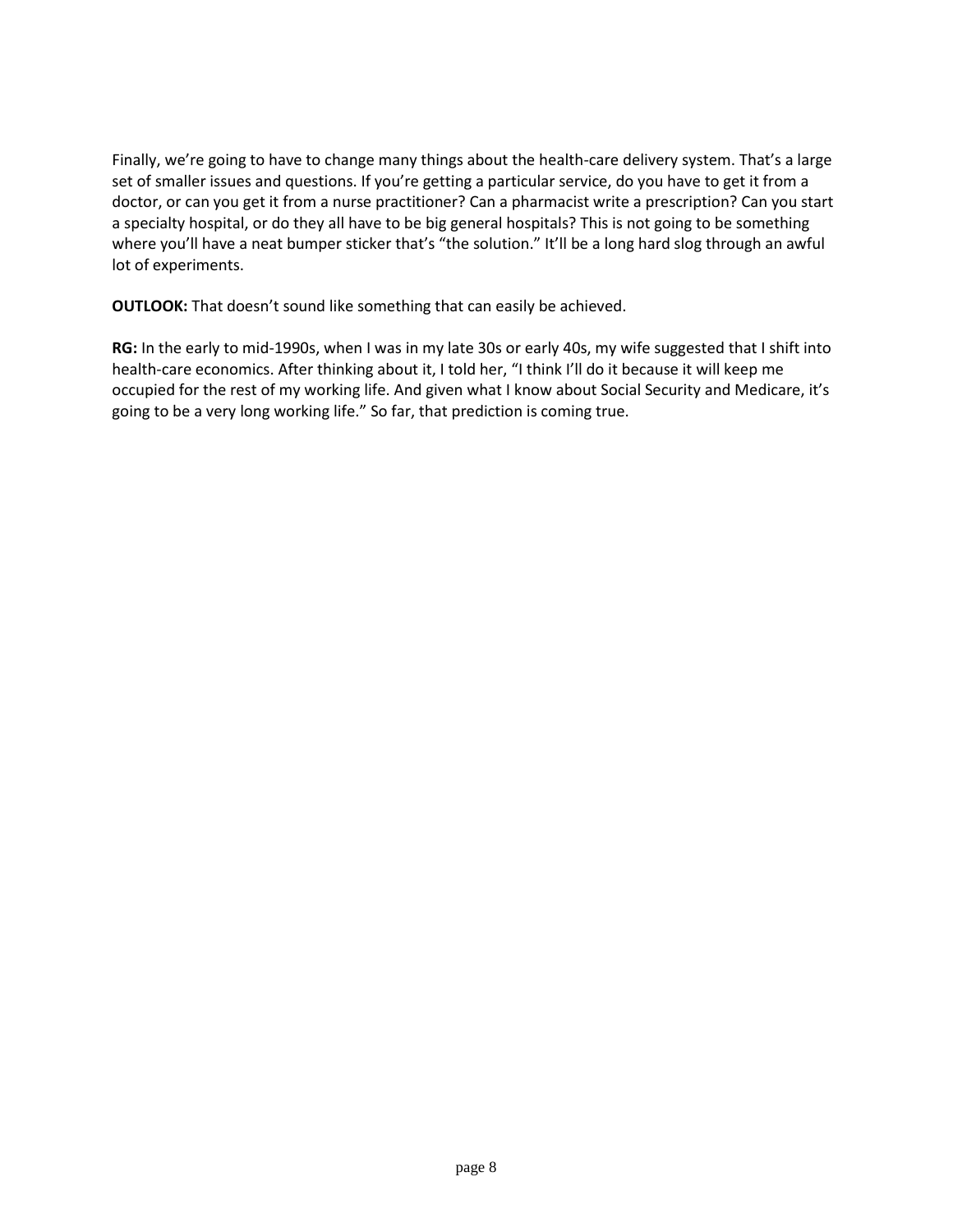Finally, we're going to have to change many things about the health-care delivery system. That's a large set of smaller issues and questions. If you're getting a particular service, do you have to get it from a doctor, or can you get it from a nurse practitioner? Can a pharmacist write a prescription? Can you start a specialty hospital, or do they all have to be big general hospitals? This is not going to be something where you'll have a neat bumper sticker that's "the solution." It'll be a long hard slog through an awful lot of experiments.

**OUTLOOK:** That doesn't sound like something that can easily be achieved.

**RG:** In the early to mid-1990s, when I was in my late 30s or early 40s, my wife suggested that I shift into health-care economics. After thinking about it, I told her, "I think I'll do it because it will keep me occupied for the rest of my working life. And given what I know about Social Security and Medicare, it's going to be a very long working life." So far, that prediction is coming true.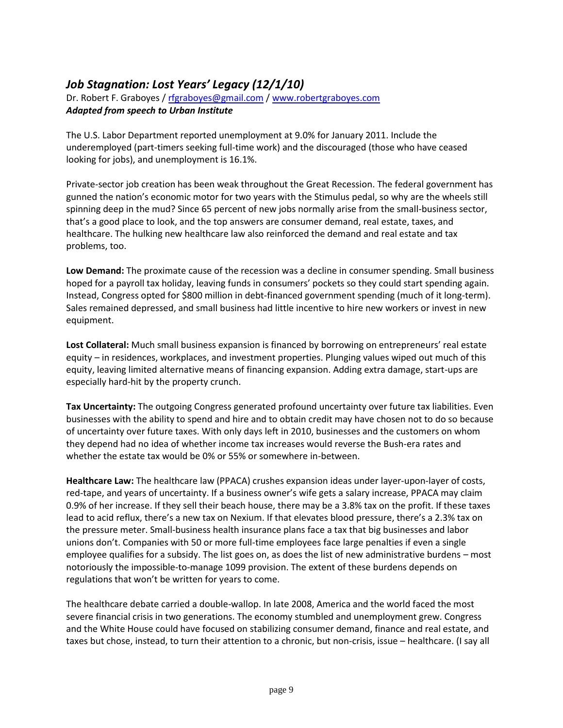## *Job Stagnation: Lost Years' Legacy (12/1/10)*

Dr. Robert F. Graboyes / rfgraboyes@gmail.com / www.robertgraboyes.com
***Adapted from speech to Urban Institute***

The U.S. Labor Department reported unemployment at 9.0% for January 2011. Include the underemployed (part-timers seeking full-time work) and the discouraged (those who have ceased looking for jobs), and unemployment is 16.1%.

Private-sector job creation has been weak throughout the Great Recession. The federal government has gunned the nation's economic motor for two years with the Stimulus pedal, so why are the wheels still spinning deep in the mud? Since 65 percent of new jobs normally arise from the small-business sector, that's a good place to look, and the top answers are consumer demand, real estate, taxes, and healthcare. The hulking new healthcare law also reinforced the demand and real estate and tax problems, too.

**Low Demand:** The proximate cause of the recession was a decline in consumer spending. Small business hoped for a payroll tax holiday, leaving funds in consumers' pockets so they could start spending again. Instead, Congress opted for $800 million in debt-financed government spending (much of it long-term). Sales remained depressed, and small business had little incentive to hire new workers or invest in new equipment.

**Lost Collateral:** Much small business expansion is financed by borrowing on entrepreneurs' real estate equity – in residences, workplaces, and investment properties. Plunging values wiped out much of this equity, leaving limited alternative means of financing expansion. Adding extra damage, start-ups are especially hard-hit by the property crunch.

**Tax Uncertainty:** The outgoing Congress generated profound uncertainty over future tax liabilities. Even businesses with the ability to spend and hire and to obtain credit may have chosen not to do so because of uncertainty over future taxes. With only days left in 2010, businesses and the customers on whom they depend had no idea of whether income tax increases would reverse the Bush-era rates and whether the estate tax would be 0% or 55% or somewhere in-between.

**Healthcare Law:** The healthcare law (PPACA) crushes expansion ideas under layer-upon-layer of costs, red-tape, and years of uncertainty. If a business owner's wife gets a salary increase, PPACA may claim 0.9% of her increase. If they sell their beach house, there may be a 3.8% tax on the profit. If these taxes lead to acid reflux, there's a new tax on Nexium. If that elevates blood pressure, there's a 2.3% tax on the pressure meter. Small-business health insurance plans face a tax that big businesses and labor unions don't. Companies with 50 or more full-time employees face large penalties if even a single employee qualifies for a subsidy. The list goes on, as does the list of new administrative burdens – most notoriously the impossible-to-manage 1099 provision. The extent of these burdens depends on regulations that won't be written for years to come.

The healthcare debate carried a double-wallop. In late 2008, America and the world faced the most severe financial crisis in two generations. The economy stumbled and unemployment grew. Congress and the White House could have focused on stabilizing consumer demand, finance and real estate, and taxes but chose, instead, to turn their attention to a chronic, but non-crisis, issue – healthcare. (I say all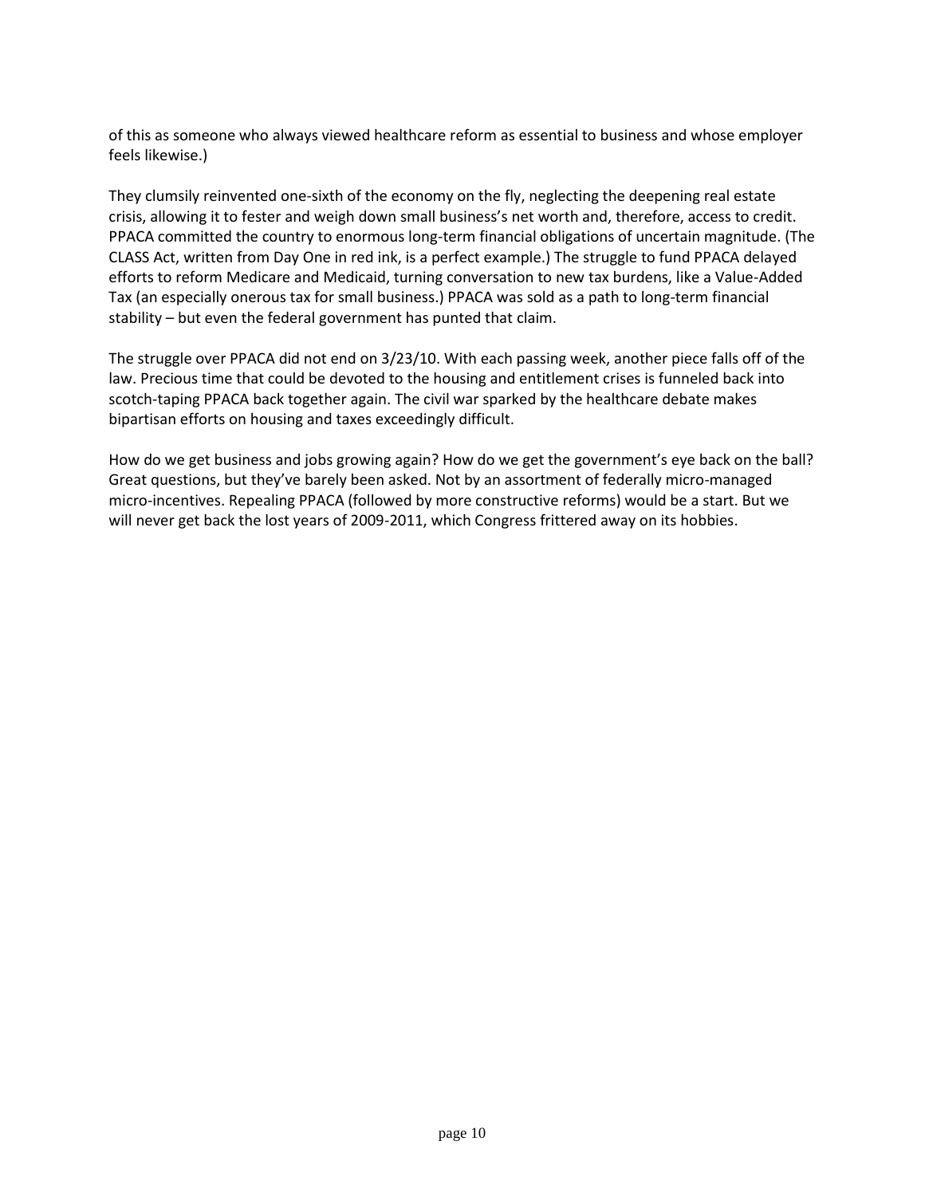of this as someone who always viewed healthcare reform as essential to business and whose employer feels likewise.)

They clumsily reinvented one-sixth of the economy on the fly, neglecting the deepening real estate crisis, allowing it to fester and weigh down small business's net worth and, therefore, access to credit. PPACA committed the country to enormous long-term financial obligations of uncertain magnitude. (The CLASS Act, written from Day One in red ink, is a perfect example.) The struggle to fund PPACA delayed efforts to reform Medicare and Medicaid, turning conversation to new tax burdens, like a Value-Added Tax (an especially onerous tax for small business.) PPACA was sold as a path to long-term financial stability – but even the federal government has punted that claim.

The struggle over PPACA did not end on 3/23/10. With each passing week, another piece falls off of the law. Precious time that could be devoted to the housing and entitlement crises is funneled back into scotch-taping PPACA back together again. The civil war sparked by the healthcare debate makes bipartisan efforts on housing and taxes exceedingly difficult.

How do we get business and jobs growing again? How do we get the government's eye back on the ball? Great questions, but they've barely been asked. Not by an assortment of federally micro-managed micro-incentives. Repealing PPACA (followed by more constructive reforms) would be a start. But we will never get back the lost years of 2009-2011, which Congress frittered away on its hobbies.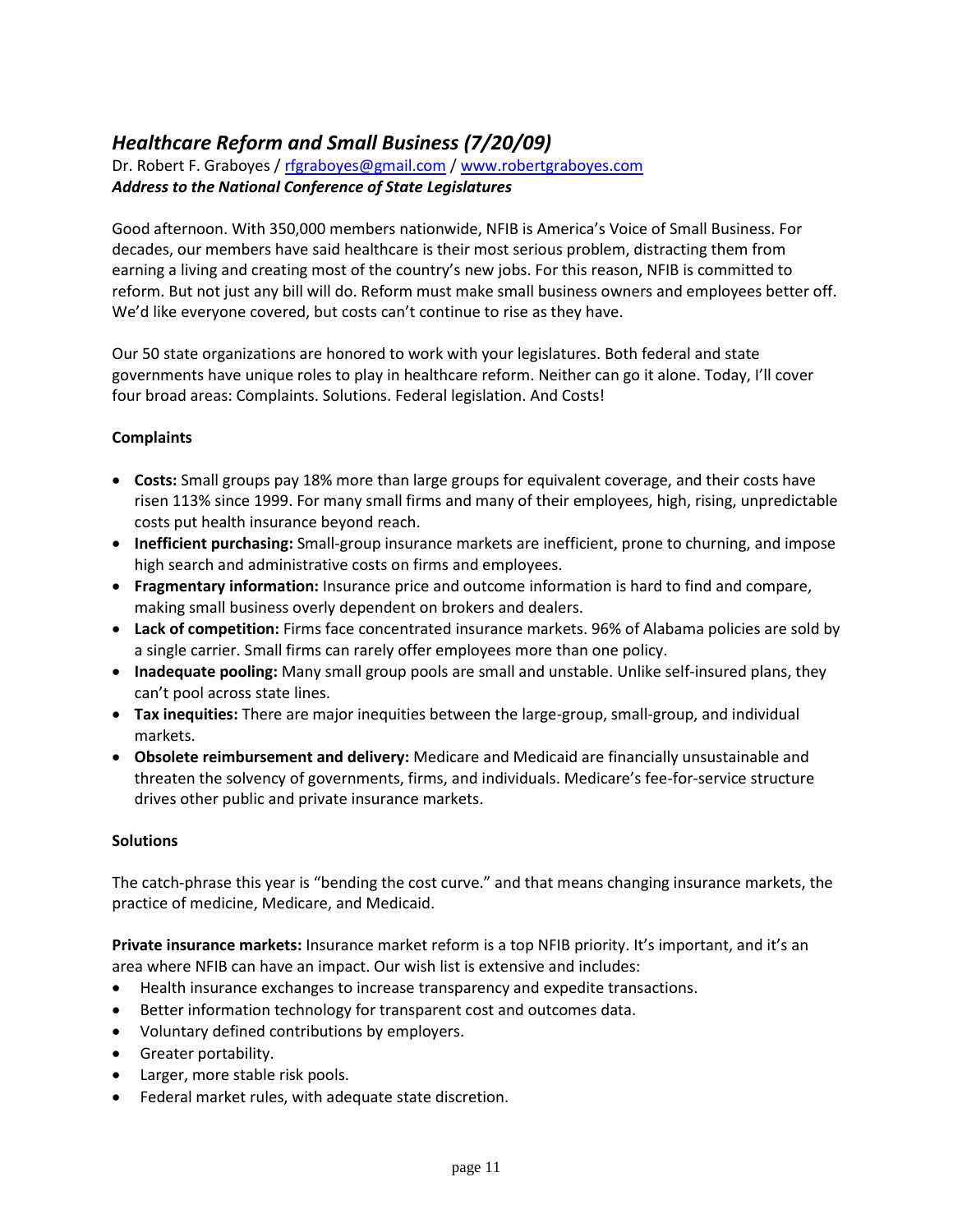## *Healthcare Reform and Small Business (7/20/09)*

Dr. Robert F. Graboyes / rfgraboyes@gmail.com / www.robertgraboyes.com
***Address to the National Conference of State Legislatures***

Good afternoon. With 350,000 members nationwide, NFIB is America's Voice of Small Business. For decades, our members have said healthcare is their most serious problem, distracting them from earning a living and creating most of the country's new jobs. For this reason, NFIB is committed to reform. But not just any bill will do. Reform must make small business owners and employees better off. We'd like everyone covered, but costs can't continue to rise as they have.

Our 50 state organizations are honored to work with your legislatures. Both federal and state governments have unique roles to play in healthcare reform. Neither can go it alone. Today, I'll cover four broad areas: Complaints. Solutions. Federal legislation. And Costs!

**Complaints**

- **Costs:** Small groups pay 18% more than large groups for equivalent coverage, and their costs have risen 113% since 1999. For many small firms and many of their employees, high, rising, unpredictable costs put health insurance beyond reach.
- **Inefficient purchasing:** Small-group insurance markets are inefficient, prone to churning, and impose high search and administrative costs on firms and employees.
- **Fragmentary information:** Insurance price and outcome information is hard to find and compare, making small business overly dependent on brokers and dealers.
- **Lack of competition:** Firms face concentrated insurance markets. 96% of Alabama policies are sold by a single carrier. Small firms can rarely offer employees more than one policy.
- **Inadequate pooling:** Many small group pools are small and unstable. Unlike self-insured plans, they can't pool across state lines.
- **Tax inequities:** There are major inequities between the large-group, small-group, and individual markets.
- **Obsolete reimbursement and delivery:** Medicare and Medicaid are financially unsustainable and threaten the solvency of governments, firms, and individuals. Medicare's fee-for-service structure drives other public and private insurance markets.

**Solutions**

The catch-phrase this year is "bending the cost curve." and that means changing insurance markets, the practice of medicine, Medicare, and Medicaid.

**Private insurance markets:** Insurance market reform is a top NFIB priority. It's important, and it's an area where NFIB can have an impact. Our wish list is extensive and includes:

- Health insurance exchanges to increase transparency and expedite transactions.
- Better information technology for transparent cost and outcomes data.
- Voluntary defined contributions by employers.
- Greater portability.
- Larger, more stable risk pools.
- Federal market rules, with adequate state discretion.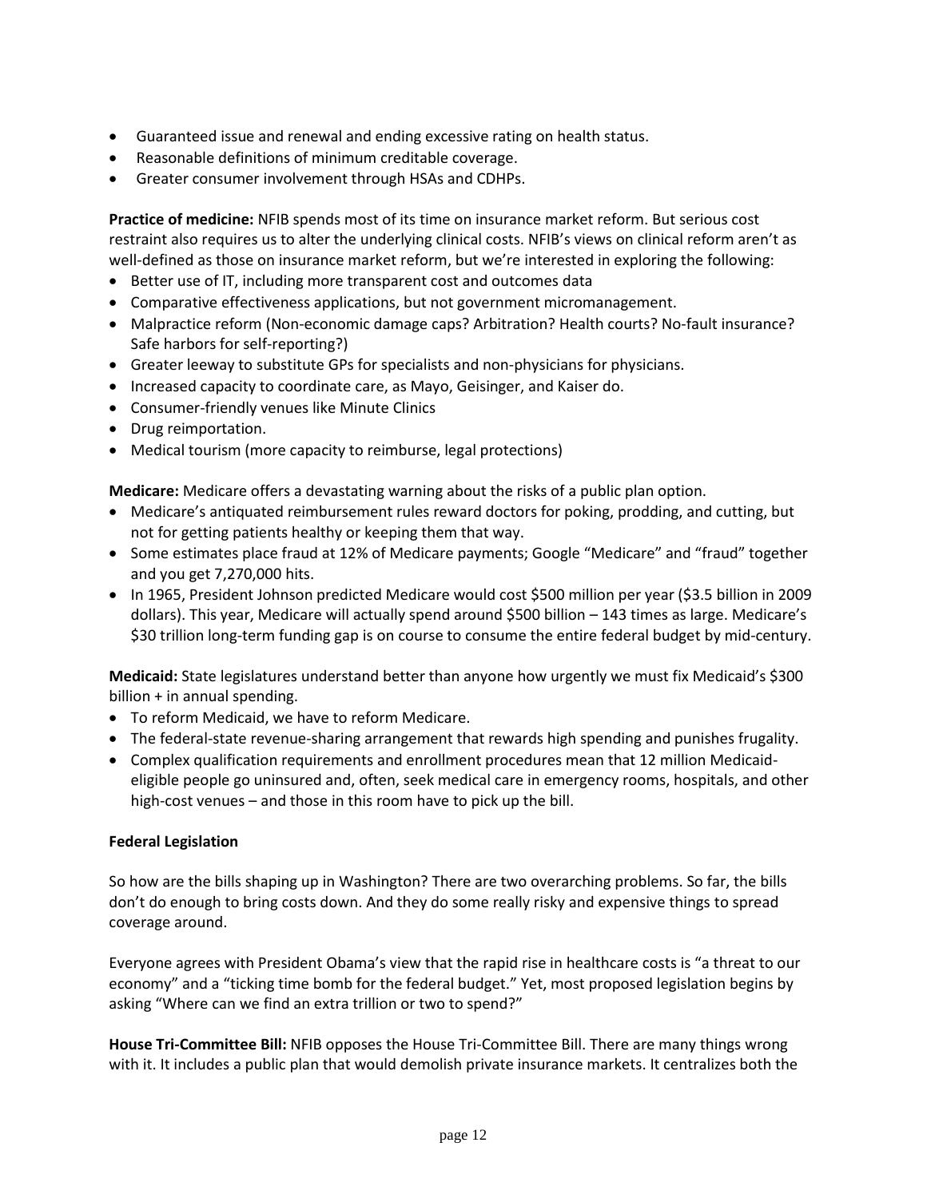- Guaranteed issue and renewal and ending excessive rating on health status.
- Reasonable definitions of minimum creditable coverage.
- Greater consumer involvement through HSAs and CDHPs.

**Practice of medicine:** NFIB spends most of its time on insurance market reform. But serious cost restraint also requires us to alter the underlying clinical costs. NFIB's views on clinical reform aren't as well-defined as those on insurance market reform, but we're interested in exploring the following:

- Better use of IT, including more transparent cost and outcomes data
- Comparative effectiveness applications, but not government micromanagement.
- Malpractice reform (Non-economic damage caps? Arbitration? Health courts? No-fault insurance? Safe harbors for self-reporting?)
- Greater leeway to substitute GPs for specialists and non-physicians for physicians.
- Increased capacity to coordinate care, as Mayo, Geisinger, and Kaiser do.
- Consumer-friendly venues like Minute Clinics
- Drug reimportation.
- Medical tourism (more capacity to reimburse, legal protections)

**Medicare:** Medicare offers a devastating warning about the risks of a public plan option.

- Medicare's antiquated reimbursement rules reward doctors for poking, prodding, and cutting, but not for getting patients healthy or keeping them that way.
- Some estimates place fraud at 12% of Medicare payments; Google "Medicare" and "fraud" together and you get 7,270,000 hits.
- In 1965, President Johnson predicted Medicare would cost $500 million per year ($3.5 billion in 2009 dollars). This year, Medicare will actually spend around $500 billion – 143 times as large. Medicare's $30 trillion long-term funding gap is on course to consume the entire federal budget by mid-century.

**Medicaid:** State legislatures understand better than anyone how urgently we must fix Medicaid's $300 billion + in annual spending.

- To reform Medicaid, we have to reform Medicare.
- The federal-state revenue-sharing arrangement that rewards high spending and punishes frugality.
- Complex qualification requirements and enrollment procedures mean that 12 million Medicaid-eligible people go uninsured and, often, seek medical care in emergency rooms, hospitals, and other high-cost venues – and those in this room have to pick up the bill.

**Federal Legislation**

So how are the bills shaping up in Washington? There are two overarching problems. So far, the bills don't do enough to bring costs down. And they do some really risky and expensive things to spread coverage around.

Everyone agrees with President Obama's view that the rapid rise in healthcare costs is "a threat to our economy" and a "ticking time bomb for the federal budget." Yet, most proposed legislation begins by asking "Where can we find an extra trillion or two to spend?"

**House Tri-Committee Bill:** NFIB opposes the House Tri-Committee Bill. There are many things wrong with it. It includes a public plan that would demolish private insurance markets. It centralizes both the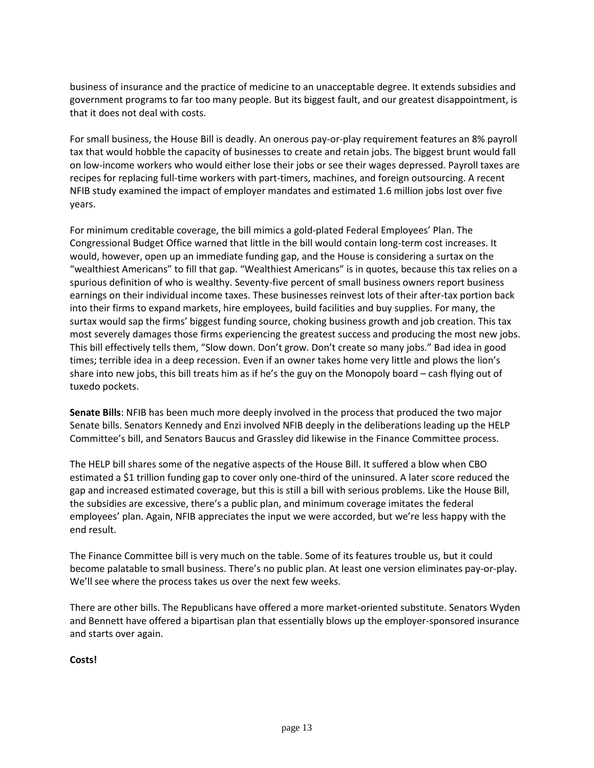business of insurance and the practice of medicine to an unacceptable degree. It extends subsidies and government programs to far too many people. But its biggest fault, and our greatest disappointment, is that it does not deal with costs.

For small business, the House Bill is deadly. An onerous pay-or-play requirement features an 8% payroll tax that would hobble the capacity of businesses to create and retain jobs. The biggest brunt would fall on low-income workers who would either lose their jobs or see their wages depressed. Payroll taxes are recipes for replacing full-time workers with part-timers, machines, and foreign outsourcing. A recent NFIB study examined the impact of employer mandates and estimated 1.6 million jobs lost over five years.

For minimum creditable coverage, the bill mimics a gold-plated Federal Employees' Plan. The Congressional Budget Office warned that little in the bill would contain long-term cost increases. It would, however, open up an immediate funding gap, and the House is considering a surtax on the "wealthiest Americans" to fill that gap. "Wealthiest Americans" is in quotes, because this tax relies on a spurious definition of who is wealthy. Seventy-five percent of small business owners report business earnings on their individual income taxes. These businesses reinvest lots of their after-tax portion back into their firms to expand markets, hire employees, build facilities and buy supplies. For many, the surtax would sap the firms' biggest funding source, choking business growth and job creation. This tax most severely damages those firms experiencing the greatest success and producing the most new jobs. This bill effectively tells them, "Slow down. Don't grow. Don't create so many jobs." Bad idea in good times; terrible idea in a deep recession. Even if an owner takes home very little and plows the lion's share into new jobs, this bill treats him as if he's the guy on the Monopoly board – cash flying out of tuxedo pockets.

**Senate Bills**: NFIB has been much more deeply involved in the process that produced the two major Senate bills. Senators Kennedy and Enzi involved NFIB deeply in the deliberations leading up the HELP Committee's bill, and Senators Baucus and Grassley did likewise in the Finance Committee process.

The HELP bill shares some of the negative aspects of the House Bill. It suffered a blow when CBO estimated a $1 trillion funding gap to cover only one-third of the uninsured. A later score reduced the gap and increased estimated coverage, but this is still a bill with serious problems. Like the House Bill, the subsidies are excessive, there's a public plan, and minimum coverage imitates the federal employees' plan. Again, NFIB appreciates the input we were accorded, but we're less happy with the end result.

The Finance Committee bill is very much on the table. Some of its features trouble us, but it could become palatable to small business. There's no public plan. At least one version eliminates pay-or-play. We'll see where the process takes us over the next few weeks.

There are other bills. The Republicans have offered a more market-oriented substitute. Senators Wyden and Bennett have offered a bipartisan plan that essentially blows up the employer-sponsored insurance and starts over again.

**Costs!**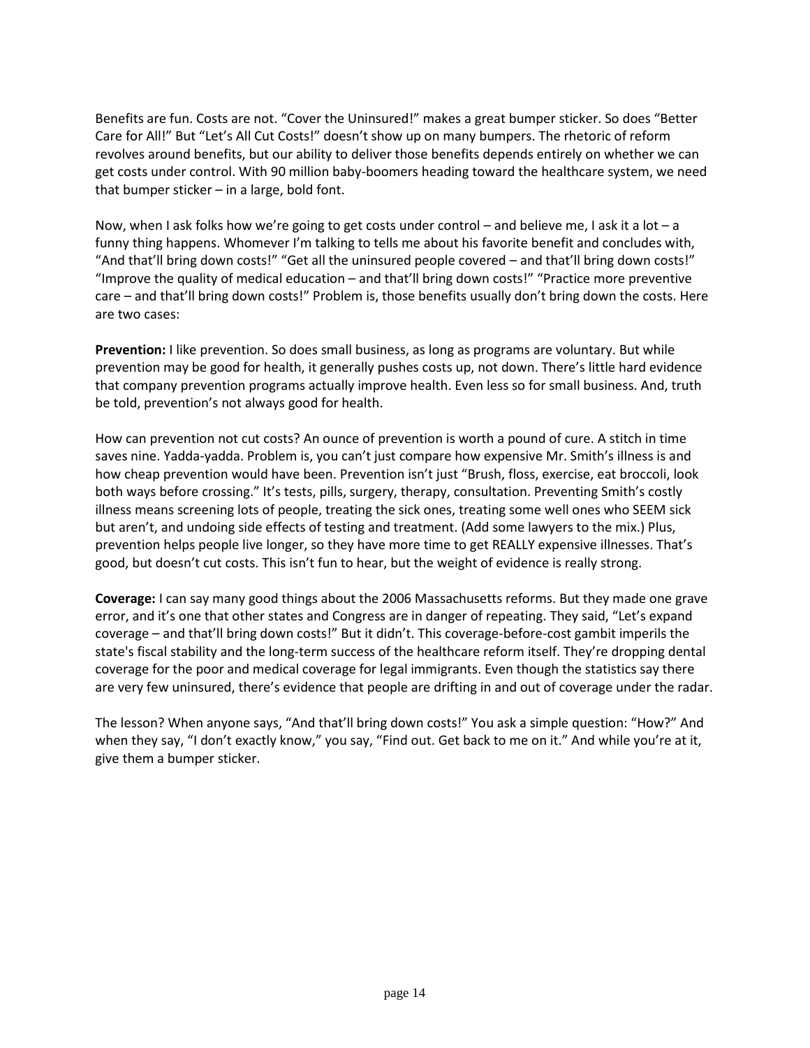Benefits are fun. Costs are not. "Cover the Uninsured!" makes a great bumper sticker. So does "Better Care for All!" But "Let's All Cut Costs!" doesn't show up on many bumpers. The rhetoric of reform revolves around benefits, but our ability to deliver those benefits depends entirely on whether we can get costs under control. With 90 million baby-boomers heading toward the healthcare system, we need that bumper sticker – in a large, bold font.

Now, when I ask folks how we're going to get costs under control – and believe me, I ask it a lot – a funny thing happens. Whomever I'm talking to tells me about his favorite benefit and concludes with, "And that'll bring down costs!" "Get all the uninsured people covered – and that'll bring down costs!" "Improve the quality of medical education – and that'll bring down costs!" "Practice more preventive care – and that'll bring down costs!" Problem is, those benefits usually don't bring down the costs. Here are two cases:

**Prevention:** I like prevention. So does small business, as long as programs are voluntary. But while prevention may be good for health, it generally pushes costs up, not down. There's little hard evidence that company prevention programs actually improve health. Even less so for small business. And, truth be told, prevention's not always good for health.

How can prevention not cut costs? An ounce of prevention is worth a pound of cure. A stitch in time saves nine. Yadda-yadda. Problem is, you can't just compare how expensive Mr. Smith's illness is and how cheap prevention would have been. Prevention isn't just "Brush, floss, exercise, eat broccoli, look both ways before crossing." It's tests, pills, surgery, therapy, consultation. Preventing Smith's costly illness means screening lots of people, treating the sick ones, treating some well ones who SEEM sick but aren't, and undoing side effects of testing and treatment. (Add some lawyers to the mix.) Plus, prevention helps people live longer, so they have more time to get REALLY expensive illnesses. That's good, but doesn't cut costs. This isn't fun to hear, but the weight of evidence is really strong.

**Coverage:** I can say many good things about the 2006 Massachusetts reforms. But they made one grave error, and it's one that other states and Congress are in danger of repeating. They said, "Let's expand coverage – and that'll bring down costs!" But it didn't. This coverage-before-cost gambit imperils the state's fiscal stability and the long-term success of the healthcare reform itself. They're dropping dental coverage for the poor and medical coverage for legal immigrants. Even though the statistics say there are very few uninsured, there's evidence that people are drifting in and out of coverage under the radar.

The lesson? When anyone says, "And that'll bring down costs!" You ask a simple question: "How?" And when they say, "I don't exactly know," you say, "Find out. Get back to me on it." And while you're at it, give them a bumper sticker.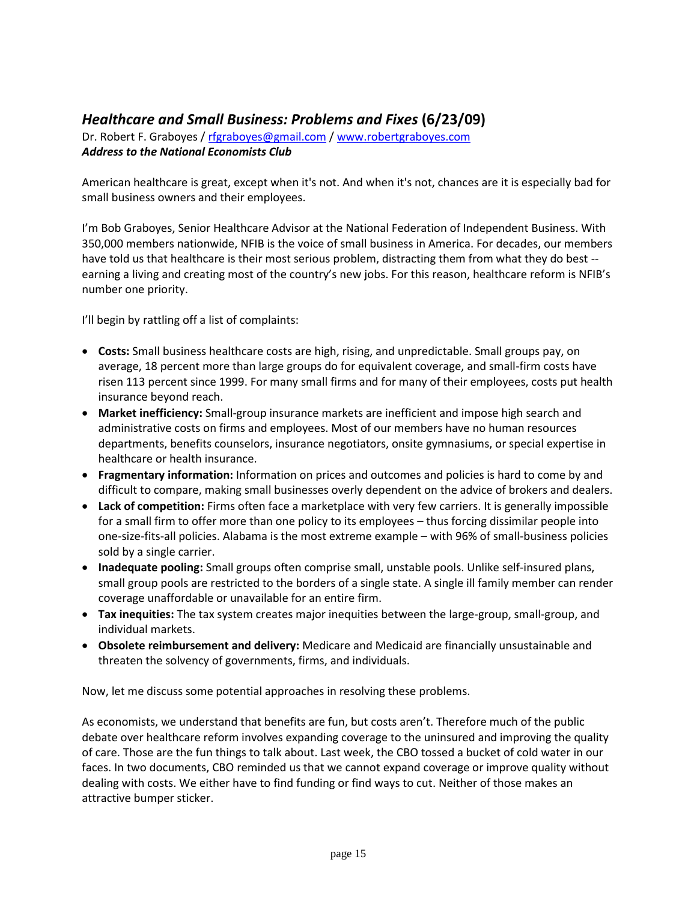## *Healthcare and Small Business: Problems and Fixes* (6/23/09)

Dr. Robert F. Graboyes / rfgraboyes@gmail.com / www.robertgraboyes.com
***Address to the National Economists Club***

American healthcare is great, except when it's not. And when it's not, chances are it is especially bad for small business owners and their employees.

I'm Bob Graboyes, Senior Healthcare Advisor at the National Federation of Independent Business. With 350,000 members nationwide, NFIB is the voice of small business in America. For decades, our members have told us that healthcare is their most serious problem, distracting them from what they do best -- earning a living and creating most of the country's new jobs. For this reason, healthcare reform is NFIB's number one priority.

I'll begin by rattling off a list of complaints:

- **Costs:** Small business healthcare costs are high, rising, and unpredictable. Small groups pay, on average, 18 percent more than large groups do for equivalent coverage, and small-firm costs have risen 113 percent since 1999. For many small firms and for many of their employees, costs put health insurance beyond reach.
- **Market inefficiency:** Small-group insurance markets are inefficient and impose high search and administrative costs on firms and employees. Most of our members have no human resources departments, benefits counselors, insurance negotiators, onsite gymnasiums, or special expertise in healthcare or health insurance.
- **Fragmentary information:** Information on prices and outcomes and policies is hard to come by and difficult to compare, making small businesses overly dependent on the advice of brokers and dealers.
- **Lack of competition:** Firms often face a marketplace with very few carriers. It is generally impossible for a small firm to offer more than one policy to its employees – thus forcing dissimilar people into one-size-fits-all policies. Alabama is the most extreme example – with 96% of small-business policies sold by a single carrier.
- **Inadequate pooling:** Small groups often comprise small, unstable pools. Unlike self-insured plans, small group pools are restricted to the borders of a single state. A single ill family member can render coverage unaffordable or unavailable for an entire firm.
- **Tax inequities:** The tax system creates major inequities between the large-group, small-group, and individual markets.
- **Obsolete reimbursement and delivery:** Medicare and Medicaid are financially unsustainable and threaten the solvency of governments, firms, and individuals.

Now, let me discuss some potential approaches in resolving these problems.

As economists, we understand that benefits are fun, but costs aren't. Therefore much of the public debate over healthcare reform involves expanding coverage to the uninsured and improving the quality of care. Those are the fun things to talk about. Last week, the CBO tossed a bucket of cold water in our faces. In two documents, CBO reminded us that we cannot expand coverage or improve quality without dealing with costs. We either have to find funding or find ways to cut. Neither of those makes an attractive bumper sticker.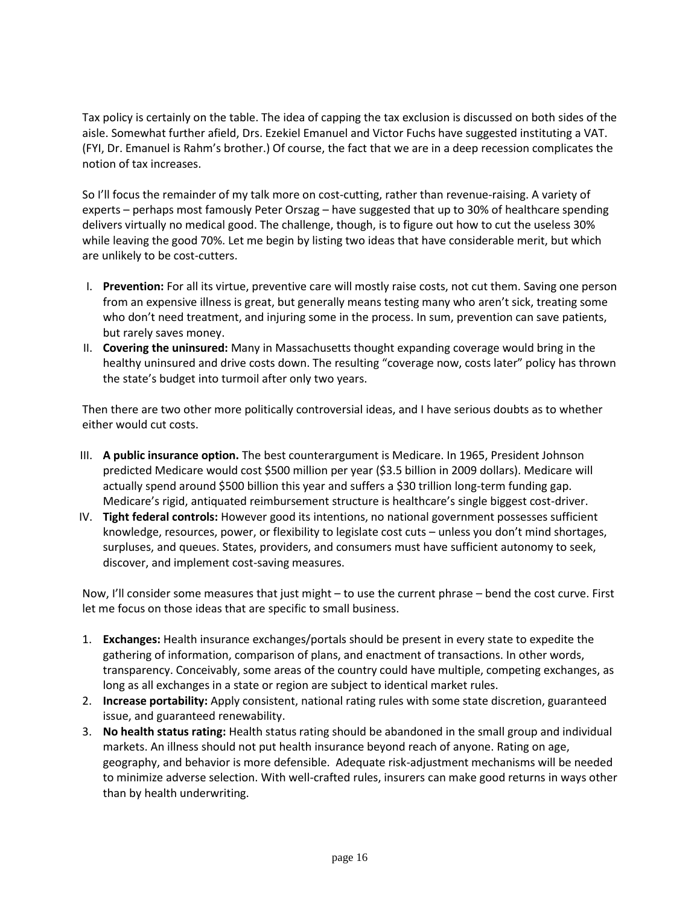Tax policy is certainly on the table. The idea of capping the tax exclusion is discussed on both sides of the aisle. Somewhat further afield, Drs. Ezekiel Emanuel and Victor Fuchs have suggested instituting a VAT. (FYI, Dr. Emanuel is Rahm's brother.) Of course, the fact that we are in a deep recession complicates the notion of tax increases.

So I'll focus the remainder of my talk more on cost-cutting, rather than revenue-raising. A variety of experts – perhaps most famously Peter Orszag – have suggested that up to 30% of healthcare spending delivers virtually no medical good. The challenge, though, is to figure out how to cut the useless 30% while leaving the good 70%. Let me begin by listing two ideas that have considerable merit, but which are unlikely to be cost-cutters.

I. **Prevention:** For all its virtue, preventive care will mostly raise costs, not cut them. Saving one person from an expensive illness is great, but generally means testing many who aren't sick, treating some who don't need treatment, and injuring some in the process. In sum, prevention can save patients, but rarely saves money.
II. **Covering the uninsured:** Many in Massachusetts thought expanding coverage would bring in the healthy uninsured and drive costs down. The resulting "coverage now, costs later" policy has thrown the state's budget into turmoil after only two years.

Then there are two other more politically controversial ideas, and I have serious doubts as to whether either would cut costs.

III. **A public insurance option.** The best counterargument is Medicare. In 1965, President Johnson predicted Medicare would cost $500 million per year ($3.5 billion in 2009 dollars). Medicare will actually spend around $500 billion this year and suffers a $30 trillion long-term funding gap. Medicare's rigid, antiquated reimbursement structure is healthcare's single biggest cost-driver.
IV. **Tight federal controls:** However good its intentions, no national government possesses sufficient knowledge, resources, power, or flexibility to legislate cost cuts – unless you don't mind shortages, surpluses, and queues. States, providers, and consumers must have sufficient autonomy to seek, discover, and implement cost-saving measures.

Now, I'll consider some measures that just might – to use the current phrase – bend the cost curve. First let me focus on those ideas that are specific to small business.

1. **Exchanges:** Health insurance exchanges/portals should be present in every state to expedite the gathering of information, comparison of plans, and enactment of transactions. In other words, transparency. Conceivably, some areas of the country could have multiple, competing exchanges, as long as all exchanges in a state or region are subject to identical market rules.
2. **Increase portability:** Apply consistent, national rating rules with some state discretion, guaranteed issue, and guaranteed renewability.
3. **No health status rating:** Health status rating should be abandoned in the small group and individual markets. An illness should not put health insurance beyond reach of anyone. Rating on age, geography, and behavior is more defensible. Adequate risk-adjustment mechanisms will be needed to minimize adverse selection. With well-crafted rules, insurers can make good returns in ways other than by health underwriting.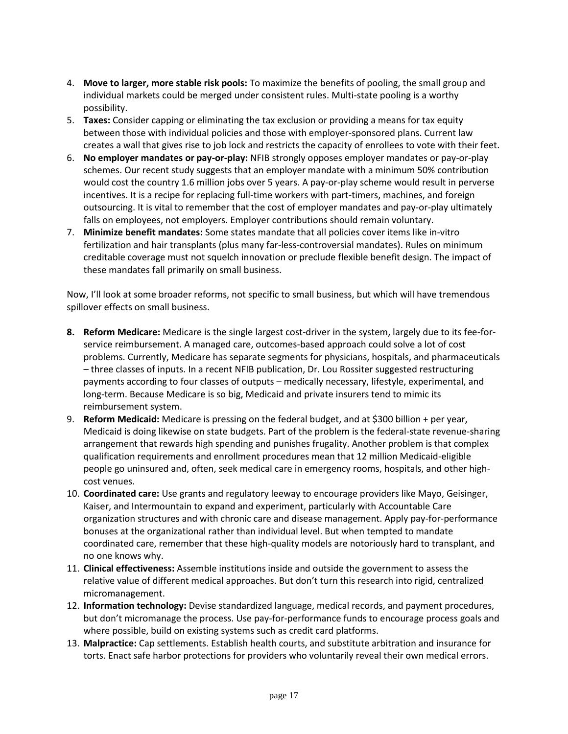4. **Move to larger, more stable risk pools:** To maximize the benefits of pooling, the small group and individual markets could be merged under consistent rules. Multi-state pooling is a worthy possibility.
5. **Taxes:** Consider capping or eliminating the tax exclusion or providing a means for tax equity between those with individual policies and those with employer-sponsored plans. Current law creates a wall that gives rise to job lock and restricts the capacity of enrollees to vote with their feet.
6. **No employer mandates or pay-or-play:** NFIB strongly opposes employer mandates or pay-or-play schemes. Our recent study suggests that an employer mandate with a minimum 50% contribution would cost the country 1.6 million jobs over 5 years. A pay-or-play scheme would result in perverse incentives. It is a recipe for replacing full-time workers with part-timers, machines, and foreign outsourcing. It is vital to remember that the cost of employer mandates and pay-or-play ultimately falls on employees, not employers. Employer contributions should remain voluntary.
7. **Minimize benefit mandates:** Some states mandate that all policies cover items like in-vitro fertilization and hair transplants (plus many far-less-controversial mandates). Rules on minimum creditable coverage must not squelch innovation or preclude flexible benefit design. The impact of these mandates fall primarily on small business.

Now, I'll look at some broader reforms, not specific to small business, but which will have tremendous spillover effects on small business.

8. **Reform Medicare:** Medicare is the single largest cost-driver in the system, largely due to its fee-for-service reimbursement. A managed care, outcomes-based approach could solve a lot of cost problems. Currently, Medicare has separate segments for physicians, hospitals, and pharmaceuticals – three classes of inputs. In a recent NFIB publication, Dr. Lou Rossiter suggested restructuring payments according to four classes of outputs – medically necessary, lifestyle, experimental, and long-term. Because Medicare is so big, Medicaid and private insurers tend to mimic its reimbursement system.
9. **Reform Medicaid:** Medicare is pressing on the federal budget, and at $300 billion + per year, Medicaid is doing likewise on state budgets. Part of the problem is the federal-state revenue-sharing arrangement that rewards high spending and punishes frugality. Another problem is that complex qualification requirements and enrollment procedures mean that 12 million Medicaid-eligible people go uninsured and, often, seek medical care in emergency rooms, hospitals, and other high-cost venues.
10. **Coordinated care:** Use grants and regulatory leeway to encourage providers like Mayo, Geisinger, Kaiser, and Intermountain to expand and experiment, particularly with Accountable Care organization structures and with chronic care and disease management. Apply pay-for-performance bonuses at the organizational rather than individual level. But when tempted to mandate coordinated care, remember that these high-quality models are notoriously hard to transplant, and no one knows why.
11. **Clinical effectiveness:** Assemble institutions inside and outside the government to assess the relative value of different medical approaches. But don't turn this research into rigid, centralized micromanagement.
12. **Information technology:** Devise standardized language, medical records, and payment procedures, but don't micromanage the process. Use pay-for-performance funds to encourage process goals and where possible, build on existing systems such as credit card platforms.
13. **Malpractice:** Cap settlements. Establish health courts, and substitute arbitration and insurance for torts. Enact safe harbor protections for providers who voluntarily reveal their own medical errors.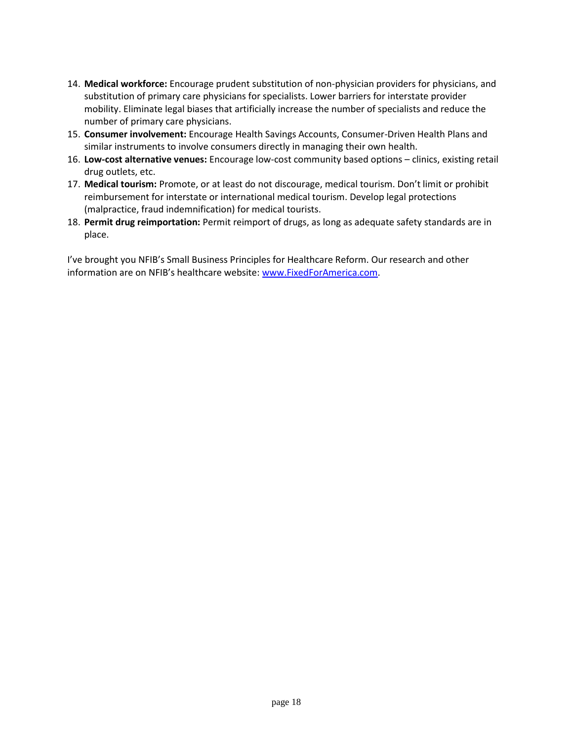14. **Medical workforce:** Encourage prudent substitution of non-physician providers for physicians, and substitution of primary care physicians for specialists. Lower barriers for interstate provider mobility. Eliminate legal biases that artificially increase the number of specialists and reduce the number of primary care physicians.
15. **Consumer involvement:** Encourage Health Savings Accounts, Consumer-Driven Health Plans and similar instruments to involve consumers directly in managing their own health.
16. **Low-cost alternative venues:** Encourage low-cost community based options – clinics, existing retail drug outlets, etc.
17. **Medical tourism:** Promote, or at least do not discourage, medical tourism. Don't limit or prohibit reimbursement for interstate or international medical tourism. Develop legal protections (malpractice, fraud indemnification) for medical tourists.
18. **Permit drug reimportation:** Permit reimport of drugs, as long as adequate safety standards are in place.

I've brought you NFIB's Small Business Principles for Healthcare Reform. Our research and other information are on NFIB's healthcare website: [www.FixedForAmerica.com](http://www.FixedForAmerica.com).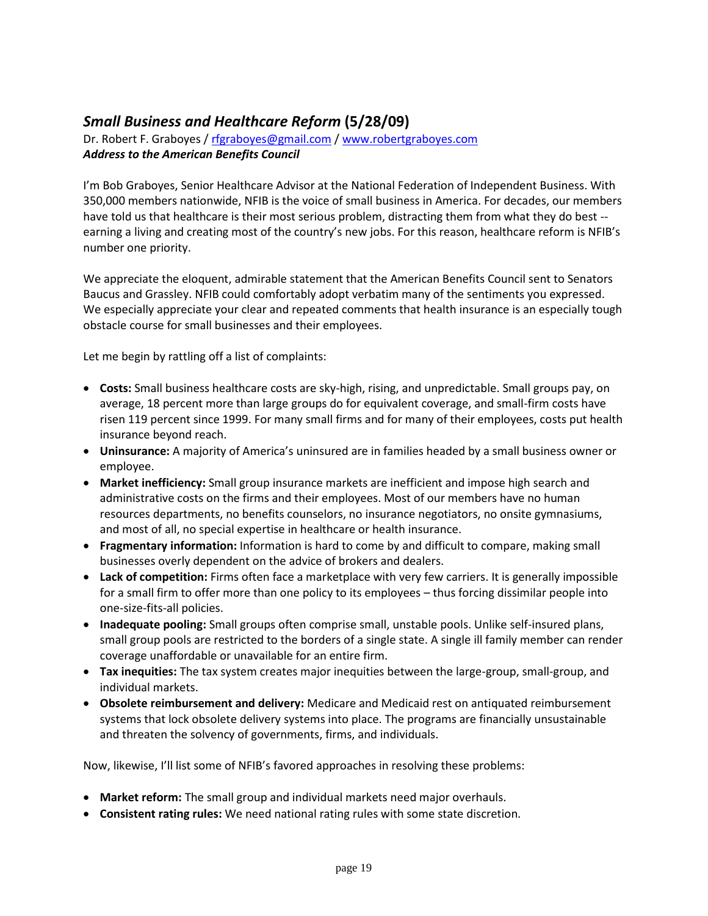## *Small Business and Healthcare Reform* (5/28/09)

Dr. Robert F. Graboyes / rfgraboyes@gmail.com / www.robertgraboyes.com
***Address to the American Benefits Council***

I'm Bob Graboyes, Senior Healthcare Advisor at the National Federation of Independent Business. With 350,000 members nationwide, NFIB is the voice of small business in America. For decades, our members have told us that healthcare is their most serious problem, distracting them from what they do best -- earning a living and creating most of the country's new jobs. For this reason, healthcare reform is NFIB's number one priority.

We appreciate the eloquent, admirable statement that the American Benefits Council sent to Senators Baucus and Grassley. NFIB could comfortably adopt verbatim many of the sentiments you expressed. We especially appreciate your clear and repeated comments that health insurance is an especially tough obstacle course for small businesses and their employees.

Let me begin by rattling off a list of complaints:

- **Costs:** Small business healthcare costs are sky-high, rising, and unpredictable. Small groups pay, on average, 18 percent more than large groups do for equivalent coverage, and small-firm costs have risen 119 percent since 1999. For many small firms and for many of their employees, costs put health insurance beyond reach.
- **Uninsurance:** A majority of America's uninsured are in families headed by a small business owner or employee.
- **Market inefficiency:** Small group insurance markets are inefficient and impose high search and administrative costs on the firms and their employees. Most of our members have no human resources departments, no benefits counselors, no insurance negotiators, no onsite gymnasiums, and most of all, no special expertise in healthcare or health insurance.
- **Fragmentary information:** Information is hard to come by and difficult to compare, making small businesses overly dependent on the advice of brokers and dealers.
- **Lack of competition:** Firms often face a marketplace with very few carriers. It is generally impossible for a small firm to offer more than one policy to its employees – thus forcing dissimilar people into one-size-fits-all policies.
- **Inadequate pooling:** Small groups often comprise small, unstable pools. Unlike self-insured plans, small group pools are restricted to the borders of a single state. A single ill family member can render coverage unaffordable or unavailable for an entire firm.
- **Tax inequities:** The tax system creates major inequities between the large-group, small-group, and individual markets.
- **Obsolete reimbursement and delivery:** Medicare and Medicaid rest on antiquated reimbursement systems that lock obsolete delivery systems into place. The programs are financially unsustainable and threaten the solvency of governments, firms, and individuals.

Now, likewise, I'll list some of NFIB's favored approaches in resolving these problems:

- **Market reform:** The small group and individual markets need major overhauls.
- **Consistent rating rules:** We need national rating rules with some state discretion.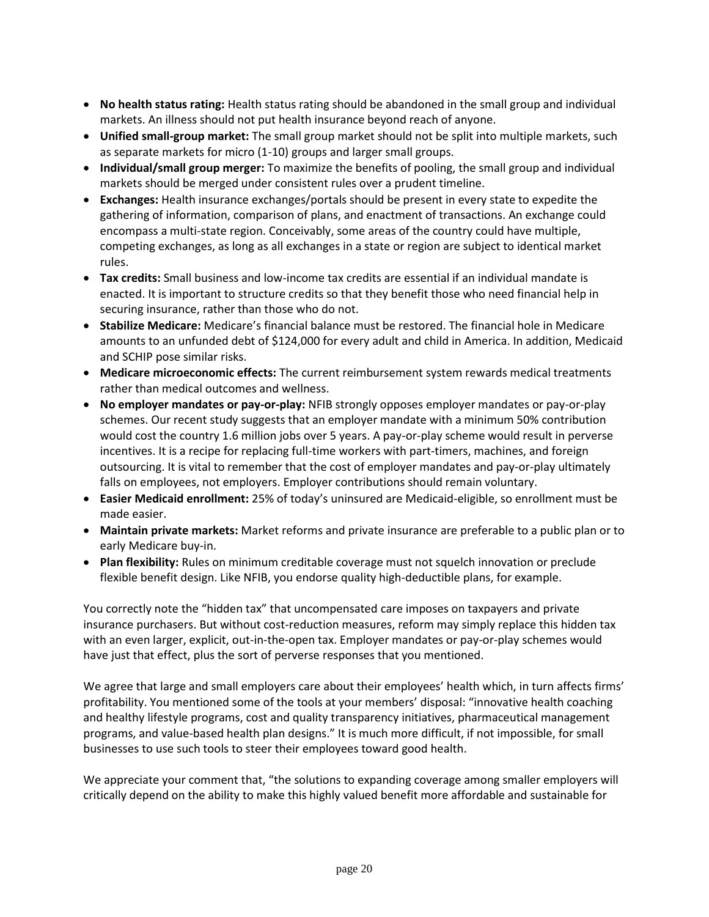- **No health status rating:** Health status rating should be abandoned in the small group and individual markets. An illness should not put health insurance beyond reach of anyone.
- **Unified small-group market:** The small group market should not be split into multiple markets, such as separate markets for micro (1-10) groups and larger small groups.
- **Individual/small group merger:** To maximize the benefits of pooling, the small group and individual markets should be merged under consistent rules over a prudent timeline.
- **Exchanges:** Health insurance exchanges/portals should be present in every state to expedite the gathering of information, comparison of plans, and enactment of transactions. An exchange could encompass a multi-state region. Conceivably, some areas of the country could have multiple, competing exchanges, as long as all exchanges in a state or region are subject to identical market rules.
- **Tax credits:** Small business and low-income tax credits are essential if an individual mandate is enacted. It is important to structure credits so that they benefit those who need financial help in securing insurance, rather than those who do not.
- **Stabilize Medicare:** Medicare's financial balance must be restored. The financial hole in Medicare amounts to an unfunded debt of $124,000 for every adult and child in America. In addition, Medicaid and SCHIP pose similar risks.
- **Medicare microeconomic effects:** The current reimbursement system rewards medical treatments rather than medical outcomes and wellness.
- **No employer mandates or pay-or-play:** NFIB strongly opposes employer mandates or pay-or-play schemes. Our recent study suggests that an employer mandate with a minimum 50% contribution would cost the country 1.6 million jobs over 5 years. A pay-or-play scheme would result in perverse incentives. It is a recipe for replacing full-time workers with part-timers, machines, and foreign outsourcing. It is vital to remember that the cost of employer mandates and pay-or-play ultimately falls on employees, not employers. Employer contributions should remain voluntary.
- **Easier Medicaid enrollment:** 25% of today's uninsured are Medicaid-eligible, so enrollment must be made easier.
- **Maintain private markets:** Market reforms and private insurance are preferable to a public plan or to early Medicare buy-in.
- **Plan flexibility:** Rules on minimum creditable coverage must not squelch innovation or preclude flexible benefit design. Like NFIB, you endorse quality high-deductible plans, for example.

You correctly note the "hidden tax" that uncompensated care imposes on taxpayers and private insurance purchasers. But without cost-reduction measures, reform may simply replace this hidden tax with an even larger, explicit, out-in-the-open tax. Employer mandates or pay-or-play schemes would have just that effect, plus the sort of perverse responses that you mentioned.

We agree that large and small employers care about their employees' health which, in turn affects firms' profitability. You mentioned some of the tools at your members' disposal: "innovative health coaching and healthy lifestyle programs, cost and quality transparency initiatives, pharmaceutical management programs, and value-based health plan designs." It is much more difficult, if not impossible, for small businesses to use such tools to steer their employees toward good health.

We appreciate your comment that, "the solutions to expanding coverage among smaller employers will critically depend on the ability to make this highly valued benefit more affordable and sustainable for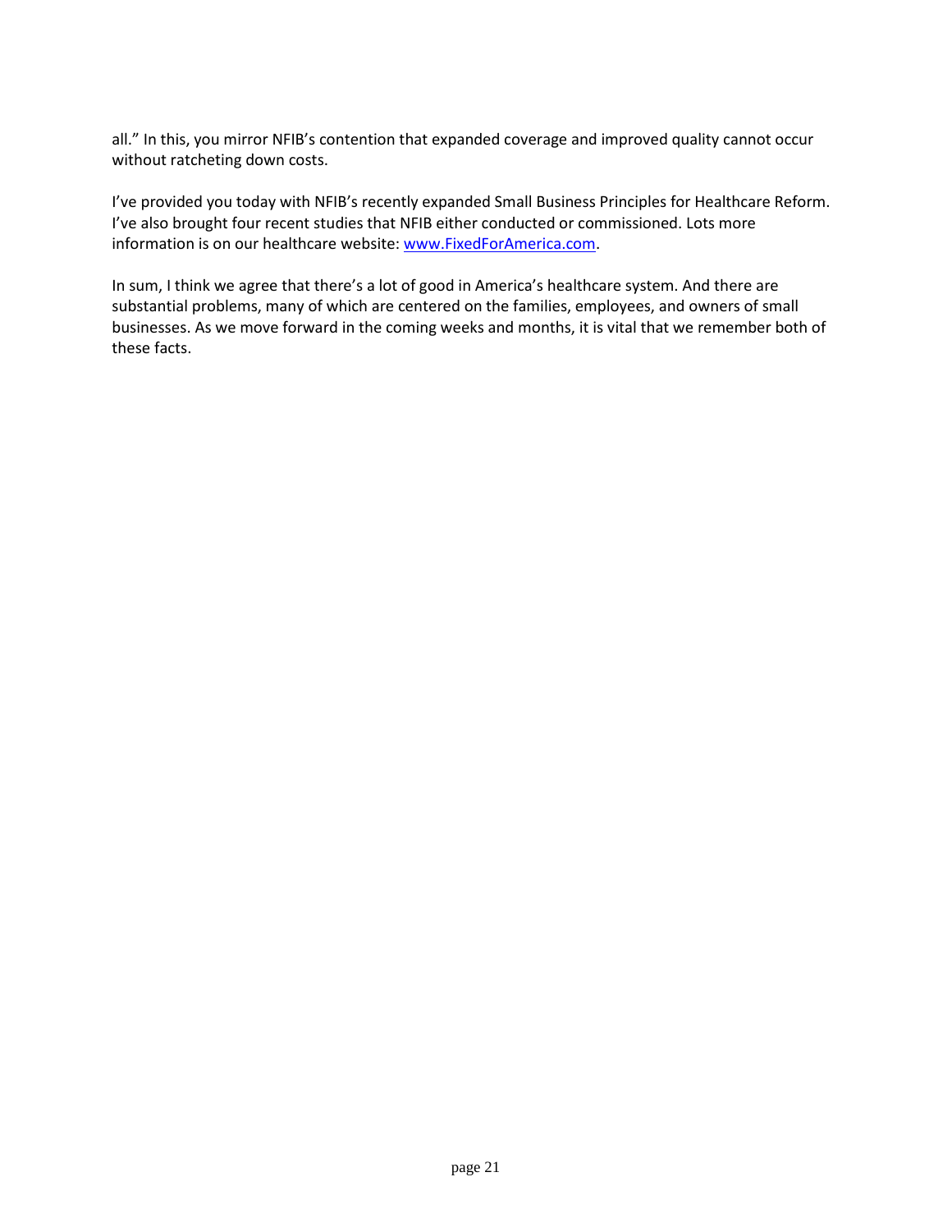all." In this, you mirror NFIB's contention that expanded coverage and improved quality cannot occur without ratcheting down costs.

I've provided you today with NFIB's recently expanded Small Business Principles for Healthcare Reform. I've also brought four recent studies that NFIB either conducted or commissioned. Lots more information is on our healthcare website: www.FixedForAmerica.com.

In sum, I think we agree that there's a lot of good in America's healthcare system. And there are substantial problems, many of which are centered on the families, employees, and owners of small businesses. As we move forward in the coming weeks and months, it is vital that we remember both of these facts.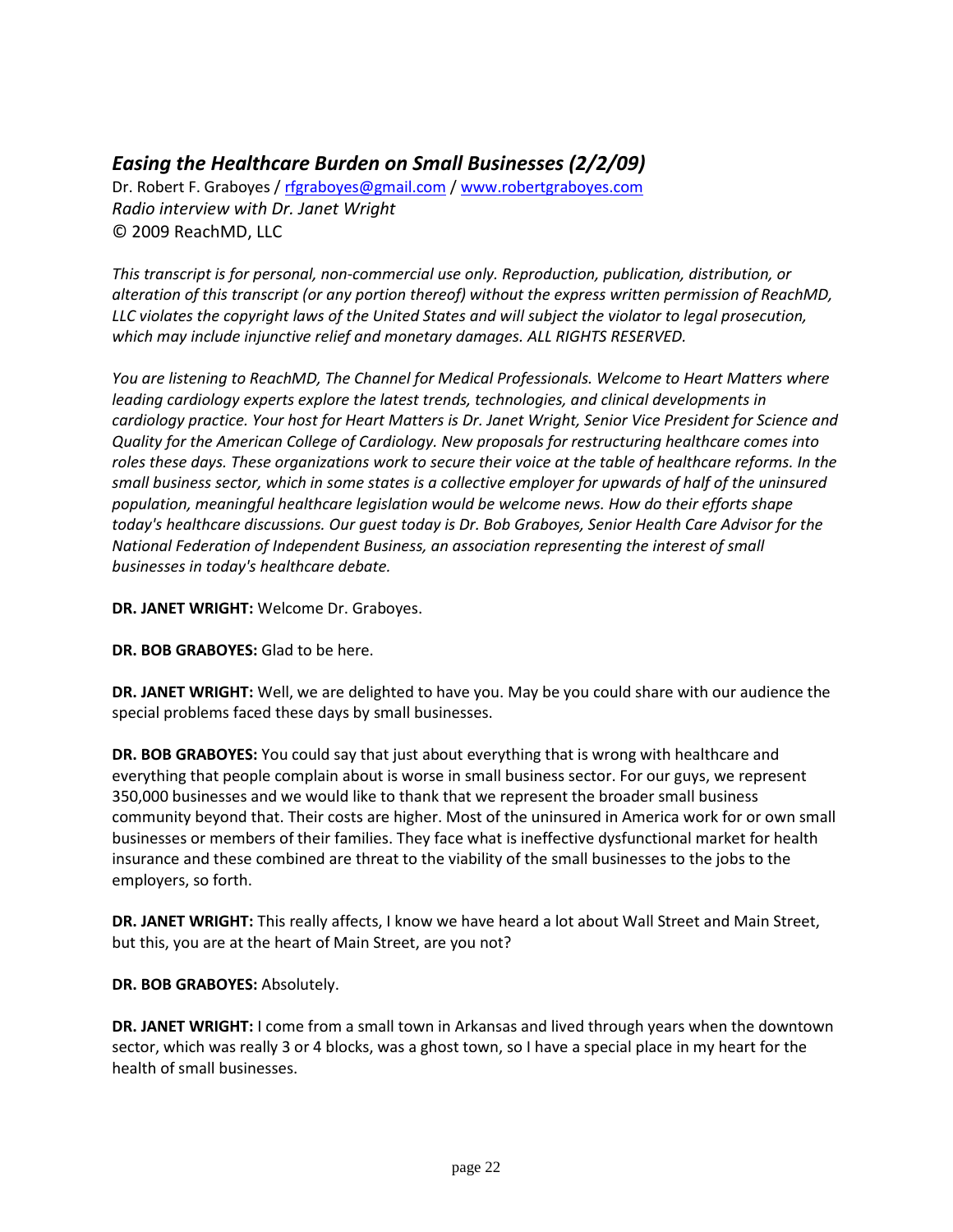## *Easing the Healthcare Burden on Small Businesses (2/2/09)*

Dr. Robert F. Graboyes / rfgraboyes@gmail.com / www.robertgraboyes.com
*Radio interview with Dr. Janet Wright*
© 2009 ReachMD, LLC

*This transcript is for personal, non-commercial use only. Reproduction, publication, distribution, or alteration of this transcript (or any portion thereof) without the express written permission of ReachMD, LLC violates the copyright laws of the United States and will subject the violator to legal prosecution, which may include injunctive relief and monetary damages. ALL RIGHTS RESERVED.*

*You are listening to ReachMD, The Channel for Medical Professionals. Welcome to Heart Matters where leading cardiology experts explore the latest trends, technologies, and clinical developments in cardiology practice. Your host for Heart Matters is Dr. Janet Wright, Senior Vice President for Science and Quality for the American College of Cardiology. New proposals for restructuring healthcare comes into roles these days. These organizations work to secure their voice at the table of healthcare reforms. In the small business sector, which in some states is a collective employer for upwards of half of the uninsured population, meaningful healthcare legislation would be welcome news. How do their efforts shape today's healthcare discussions. Our guest today is Dr. Bob Graboyes, Senior Health Care Advisor for the National Federation of Independent Business, an association representing the interest of small businesses in today's healthcare debate.*

**DR. JANET WRIGHT:** Welcome Dr. Graboyes.

**DR. BOB GRABOYES:** Glad to be here.

**DR. JANET WRIGHT:** Well, we are delighted to have you. May be you could share with our audience the special problems faced these days by small businesses.

**DR. BOB GRABOYES:** You could say that just about everything that is wrong with healthcare and everything that people complain about is worse in small business sector. For our guys, we represent 350,000 businesses and we would like to thank that we represent the broader small business community beyond that. Their costs are higher. Most of the uninsured in America work for or own small businesses or members of their families. They face what is ineffective dysfunctional market for health insurance and these combined are threat to the viability of the small businesses to the jobs to the employers, so forth.

**DR. JANET WRIGHT:** This really affects, I know we have heard a lot about Wall Street and Main Street, but this, you are at the heart of Main Street, are you not?

**DR. BOB GRABOYES:** Absolutely.

**DR. JANET WRIGHT:** I come from a small town in Arkansas and lived through years when the downtown sector, which was really 3 or 4 blocks, was a ghost town, so I have a special place in my heart for the health of small businesses.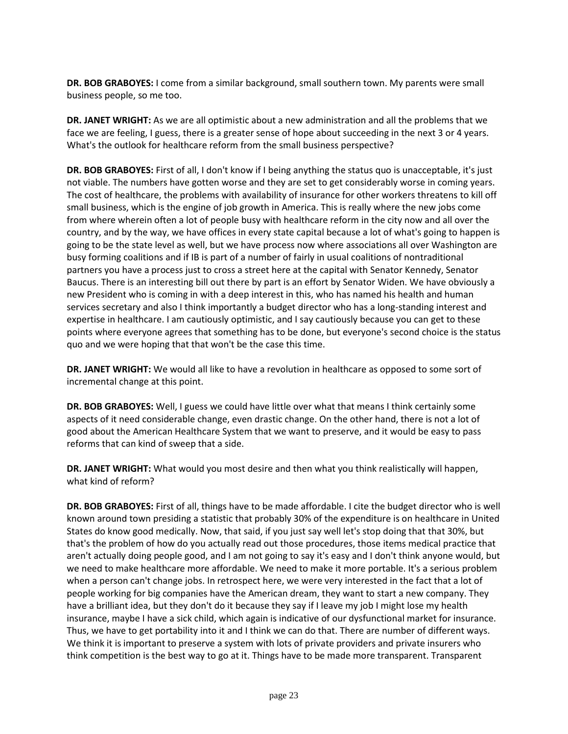**DR. BOB GRABOYES:** I come from a similar background, small southern town. My parents were small business people, so me too.

**DR. JANET WRIGHT:** As we are all optimistic about a new administration and all the problems that we face we are feeling, I guess, there is a greater sense of hope about succeeding in the next 3 or 4 years. What's the outlook for healthcare reform from the small business perspective?

**DR. BOB GRABOYES:** First of all, I don't know if I being anything the status quo is unacceptable, it's just not viable. The numbers have gotten worse and they are set to get considerably worse in coming years. The cost of healthcare, the problems with availability of insurance for other workers threatens to kill off small business, which is the engine of job growth in America. This is really where the new jobs come from where wherein often a lot of people busy with healthcare reform in the city now and all over the country, and by the way, we have offices in every state capital because a lot of what's going to happen is going to be the state level as well, but we have process now where associations all over Washington are busy forming coalitions and if IB is part of a number of fairly in usual coalitions of nontraditional partners you have a process just to cross a street here at the capital with Senator Kennedy, Senator Baucus. There is an interesting bill out there by part is an effort by Senator Widen. We have obviously a new President who is coming in with a deep interest in this, who has named his health and human services secretary and also I think importantly a budget director who has a long-standing interest and expertise in healthcare. I am cautiously optimistic, and I say cautiously because you can get to these points where everyone agrees that something has to be done, but everyone's second choice is the status quo and we were hoping that that won't be the case this time.

**DR. JANET WRIGHT:** We would all like to have a revolution in healthcare as opposed to some sort of incremental change at this point.

**DR. BOB GRABOYES:** Well, I guess we could have little over what that means I think certainly some aspects of it need considerable change, even drastic change. On the other hand, there is not a lot of good about the American Healthcare System that we want to preserve, and it would be easy to pass reforms that can kind of sweep that a side.

**DR. JANET WRIGHT:** What would you most desire and then what you think realistically will happen, what kind of reform?

**DR. BOB GRABOYES:** First of all, things have to be made affordable. I cite the budget director who is well known around town presiding a statistic that probably 30% of the expenditure is on healthcare in United States do know good medically. Now, that said, if you just say well let's stop doing that that 30%, but that's the problem of how do you actually read out those procedures, those items medical practice that aren't actually doing people good, and I am not going to say it's easy and I don't think anyone would, but we need to make healthcare more affordable. We need to make it more portable. It's a serious problem when a person can't change jobs. In retrospect here, we were very interested in the fact that a lot of people working for big companies have the American dream, they want to start a new company. They have a brilliant idea, but they don't do it because they say if I leave my job I might lose my health insurance, maybe I have a sick child, which again is indicative of our dysfunctional market for insurance. Thus, we have to get portability into it and I think we can do that. There are number of different ways. We think it is important to preserve a system with lots of private providers and private insurers who think competition is the best way to go at it. Things have to be made more transparent. Transparent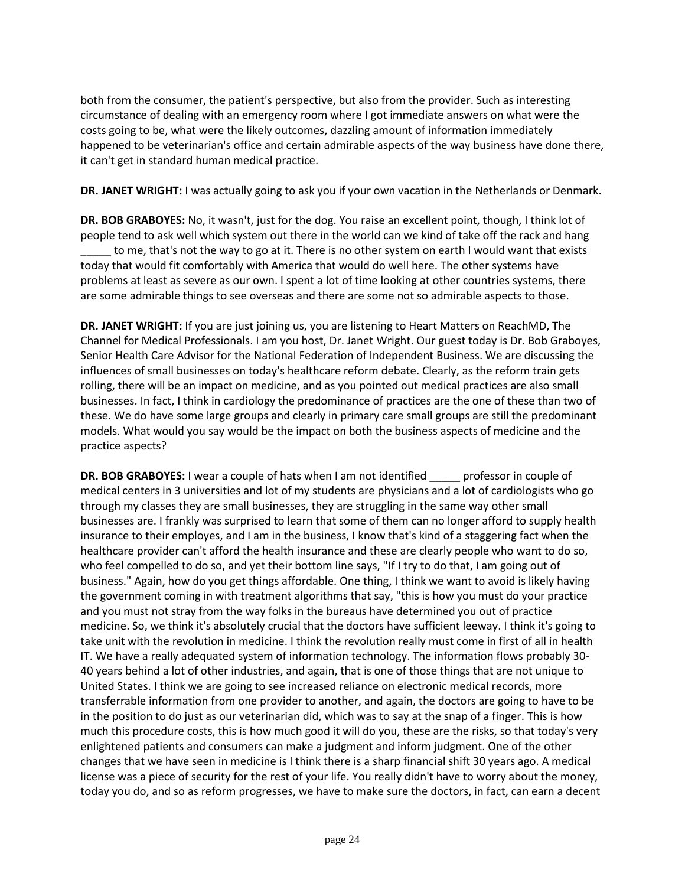both from the consumer, the patient's perspective, but also from the provider. Such as interesting circumstance of dealing with an emergency room where I got immediate answers on what were the costs going to be, what were the likely outcomes, dazzling amount of information immediately happened to be veterinarian's office and certain admirable aspects of the way business have done there, it can't get in standard human medical practice.

**DR. JANET WRIGHT:** I was actually going to ask you if your own vacation in the Netherlands or Denmark.

**DR. BOB GRABOYES:** No, it wasn't, just for the dog. You raise an excellent point, though, I think lot of people tend to ask well which system out there in the world can we kind of take off the rack and hang _____ to me, that's not the way to go at it. There is no other system on earth I would want that exists today that would fit comfortably with America that would do well here. The other systems have problems at least as severe as our own. I spent a lot of time looking at other countries systems, there are some admirable things to see overseas and there are some not so admirable aspects to those.

**DR. JANET WRIGHT:** If you are just joining us, you are listening to Heart Matters on ReachMD, The Channel for Medical Professionals. I am you host, Dr. Janet Wright. Our guest today is Dr. Bob Graboyes, Senior Health Care Advisor for the National Federation of Independent Business. We are discussing the influences of small businesses on today's healthcare reform debate. Clearly, as the reform train gets rolling, there will be an impact on medicine, and as you pointed out medical practices are also small businesses. In fact, I think in cardiology the predominance of practices are the one of these than two of these. We do have some large groups and clearly in primary care small groups are still the predominant models. What would you say would be the impact on both the business aspects of medicine and the practice aspects?

**DR. BOB GRABOYES:** I wear a couple of hats when I am not identified _____ professor in couple of medical centers in 3 universities and lot of my students are physicians and a lot of cardiologists who go through my classes they are small businesses, they are struggling in the same way other small businesses are. I frankly was surprised to learn that some of them can no longer afford to supply health insurance to their employes, and I am in the business, I know that's kind of a staggering fact when the healthcare provider can't afford the health insurance and these are clearly people who want to do so, who feel compelled to do so, and yet their bottom line says, "If I try to do that, I am going out of business." Again, how do you get things affordable. One thing, I think we want to avoid is likely having the government coming in with treatment algorithms that say, "this is how you must do your practice and you must not stray from the way folks in the bureaus have determined you out of practice medicine. So, we think it's absolutely crucial that the doctors have sufficient leeway. I think it's going to take unit with the revolution in medicine. I think the revolution really must come in first of all in health IT. We have a really adequated system of information technology. The information flows probably 30-40 years behind a lot of other industries, and again, that is one of those things that are not unique to United States. I think we are going to see increased reliance on electronic medical records, more transferrable information from one provider to another, and again, the doctors are going to have to be in the position to do just as our veterinarian did, which was to say at the snap of a finger. This is how much this procedure costs, this is how much good it will do you, these are the risks, so that today's very enlightened patients and consumers can make a judgment and inform judgment. One of the other changes that we have seen in medicine is I think there is a sharp financial shift 30 years ago. A medical license was a piece of security for the rest of your life. You really didn't have to worry about the money, today you do, and so as reform progresses, we have to make sure the doctors, in fact, can earn a decent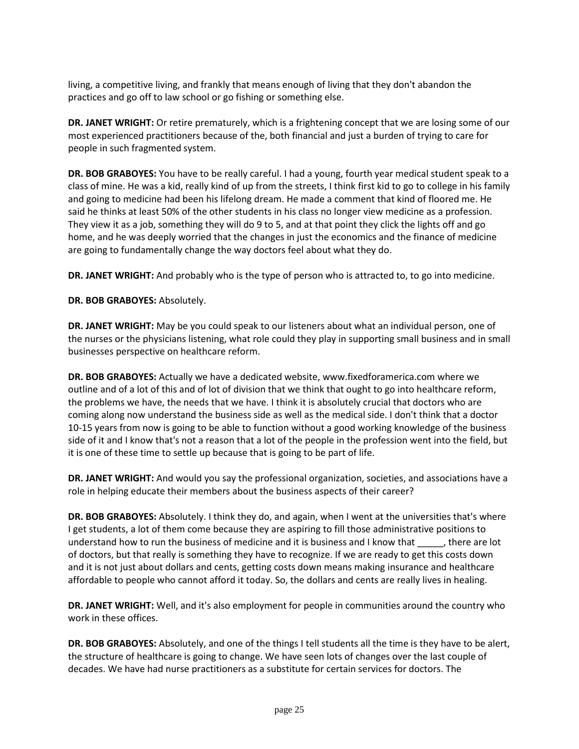living, a competitive living, and frankly that means enough of living that they don't abandon the practices and go off to law school or go fishing or something else.

**DR. JANET WRIGHT:** Or retire prematurely, which is a frightening concept that we are losing some of our most experienced practitioners because of the, both financial and just a burden of trying to care for people in such fragmented system.

**DR. BOB GRABOYES:** You have to be really careful. I had a young, fourth year medical student speak to a class of mine. He was a kid, really kind of up from the streets, I think first kid to go to college in his family and going to medicine had been his lifelong dream. He made a comment that kind of floored me. He said he thinks at least 50% of the other students in his class no longer view medicine as a profession. They view it as a job, something they will do 9 to 5, and at that point they click the lights off and go home, and he was deeply worried that the changes in just the economics and the finance of medicine are going to fundamentally change the way doctors feel about what they do.

**DR. JANET WRIGHT:** And probably who is the type of person who is attracted to, to go into medicine.

**DR. BOB GRABOYES:** Absolutely.

**DR. JANET WRIGHT:** May be you could speak to our listeners about what an individual person, one of the nurses or the physicians listening, what role could they play in supporting small business and in small businesses perspective on healthcare reform.

**DR. BOB GRABOYES:** Actually we have a dedicated website, www.fixedforamerica.com where we outline and of a lot of this and of lot of division that we think that ought to go into healthcare reform, the problems we have, the needs that we have. I think it is absolutely crucial that doctors who are coming along now understand the business side as well as the medical side. I don't think that a doctor 10-15 years from now is going to be able to function without a good working knowledge of the business side of it and I know that's not a reason that a lot of the people in the profession went into the field, but it is one of these time to settle up because that is going to be part of life.

**DR. JANET WRIGHT:** And would you say the professional organization, societies, and associations have a role in helping educate their members about the business aspects of their career?

**DR. BOB GRABOYES:** Absolutely. I think they do, and again, when I went at the universities that's where I get students, a lot of them come because they are aspiring to fill those administrative positions to understand how to run the business of medicine and it is business and I know that _____, there are lot of doctors, but that really is something they have to recognize. If we are ready to get this costs down and it is not just about dollars and cents, getting costs down means making insurance and healthcare affordable to people who cannot afford it today. So, the dollars and cents are really lives in healing.

**DR. JANET WRIGHT:** Well, and it's also employment for people in communities around the country who work in these offices.

**DR. BOB GRABOYES:** Absolutely, and one of the things I tell students all the time is they have to be alert, the structure of healthcare is going to change. We have seen lots of changes over the last couple of decades. We have had nurse practitioners as a substitute for certain services for doctors. The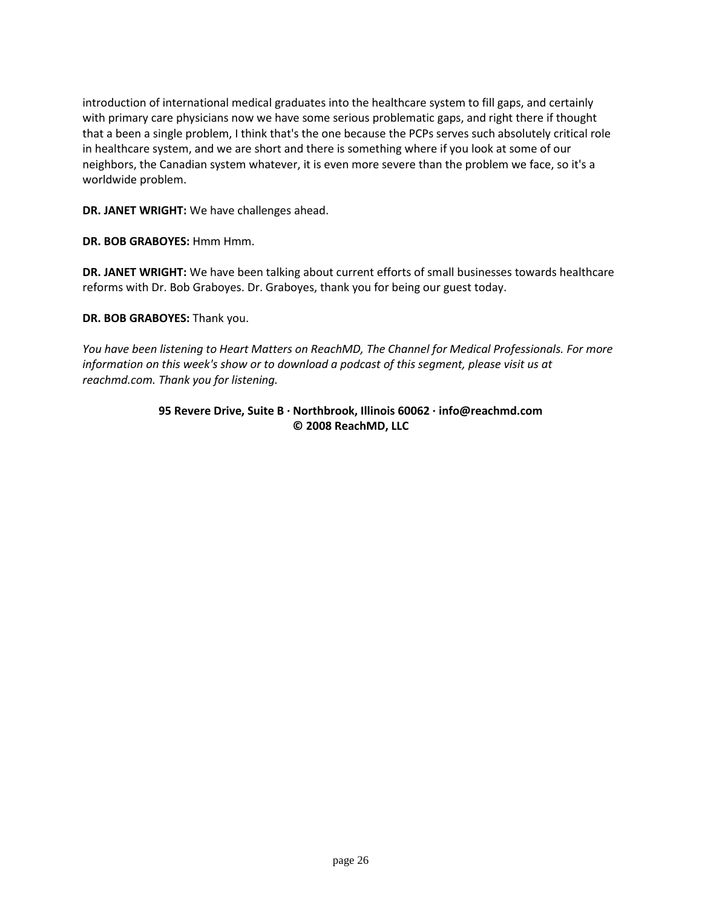introduction of international medical graduates into the healthcare system to fill gaps, and certainly with primary care physicians now we have some serious problematic gaps, and right there if thought that a been a single problem, I think that's the one because the PCPs serves such absolutely critical role in healthcare system, and we are short and there is something where if you look at some of our neighbors, the Canadian system whatever, it is even more severe than the problem we face, so it's a worldwide problem.

**DR. JANET WRIGHT:** We have challenges ahead.

**DR. BOB GRABOYES:** Hmm Hmm.

**DR. JANET WRIGHT:** We have been talking about current efforts of small businesses towards healthcare reforms with Dr. Bob Graboyes. Dr. Graboyes, thank you for being our guest today.

**DR. BOB GRABOYES:** Thank you.

*You have been listening to Heart Matters on ReachMD, The Channel for Medical Professionals. For more information on this week's show or to download a podcast of this segment, please visit us at reachmd.com. Thank you for listening.*

**95 Revere Drive, Suite B · Northbrook, Illinois 60062 · info@reachmd.com**
**© 2008 ReachMD, LLC**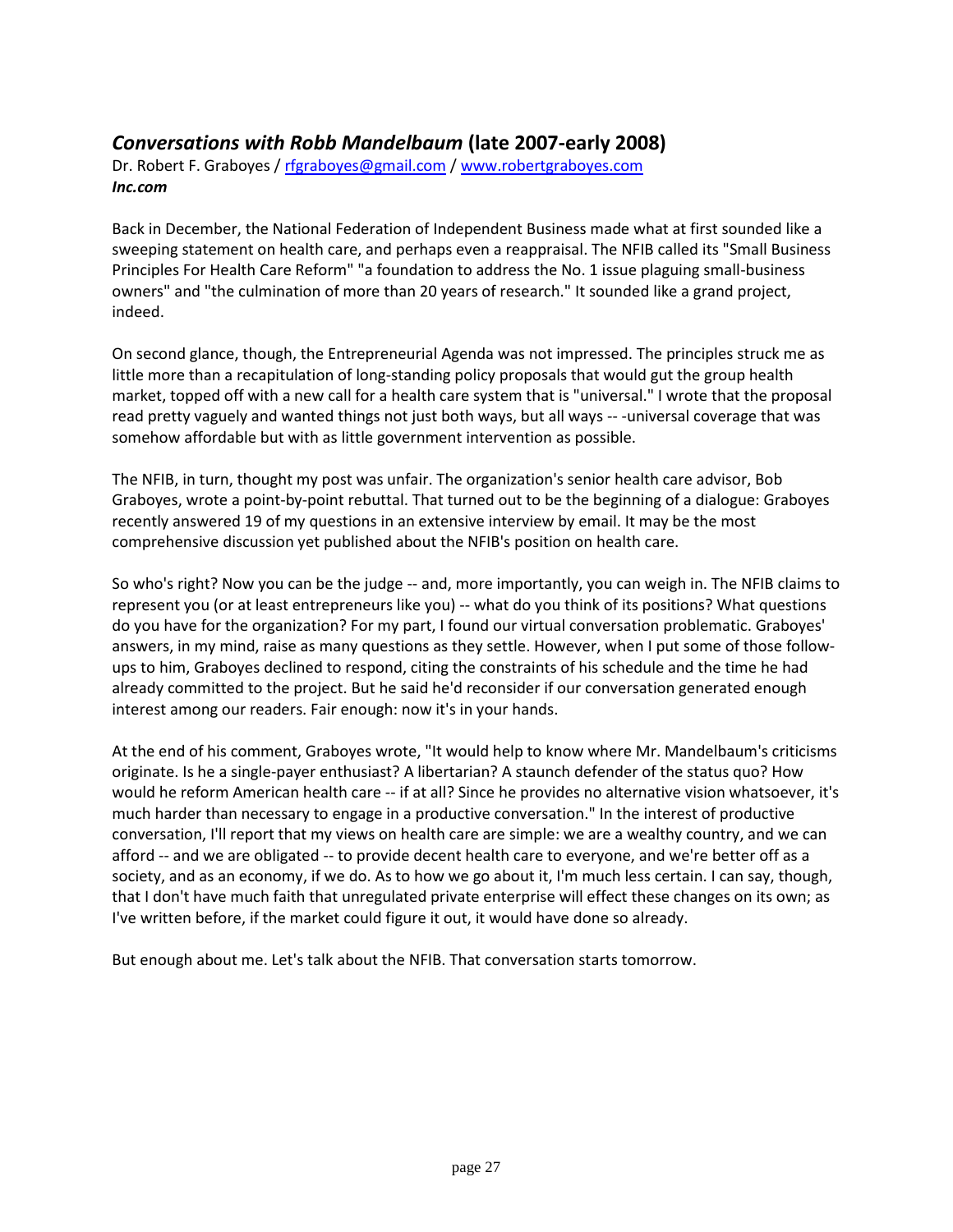## *Conversations with Robb Mandelbaum* (late 2007-early 2008)

Dr. Robert F. Graboyes / rfgraboyes@gmail.com / www.robertgraboyes.com
***Inc.com***

Back in December, the National Federation of Independent Business made what at first sounded like a sweeping statement on health care, and perhaps even a reappraisal. The NFIB called its "Small Business Principles For Health Care Reform" "a foundation to address the No. 1 issue plaguing small-business owners" and "the culmination of more than 20 years of research." It sounded like a grand project, indeed.

On second glance, though, the Entrepreneurial Agenda was not impressed. The principles struck me as little more than a recapitulation of long-standing policy proposals that would gut the group health market, topped off with a new call for a health care system that is "universal." I wrote that the proposal read pretty vaguely and wanted things not just both ways, but all ways -- -universal coverage that was somehow affordable but with as little government intervention as possible.

The NFIB, in turn, thought my post was unfair. The organization's senior health care advisor, Bob Graboyes, wrote a point-by-point rebuttal. That turned out to be the beginning of a dialogue: Graboyes recently answered 19 of my questions in an extensive interview by email. It may be the most comprehensive discussion yet published about the NFIB's position on health care.

So who's right? Now you can be the judge -- and, more importantly, you can weigh in. The NFIB claims to represent you (or at least entrepreneurs like you) -- what do you think of its positions? What questions do you have for the organization? For my part, I found our virtual conversation problematic. Graboyes' answers, in my mind, raise as many questions as they settle. However, when I put some of those follow-ups to him, Graboyes declined to respond, citing the constraints of his schedule and the time he had already committed to the project. But he said he'd reconsider if our conversation generated enough interest among our readers. Fair enough: now it's in your hands.

At the end of his comment, Graboyes wrote, "It would help to know where Mr. Mandelbaum's criticisms originate. Is he a single-payer enthusiast? A libertarian? A staunch defender of the status quo? How would he reform American health care -- if at all? Since he provides no alternative vision whatsoever, it's much harder than necessary to engage in a productive conversation." In the interest of productive conversation, I'll report that my views on health care are simple: we are a wealthy country, and we can afford -- and we are obligated -- to provide decent health care to everyone, and we're better off as a society, and as an economy, if we do. As to how we go about it, I'm much less certain. I can say, though, that I don't have much faith that unregulated private enterprise will effect these changes on its own; as I've written before, if the market could figure it out, it would have done so already.

But enough about me. Let's talk about the NFIB. That conversation starts tomorrow.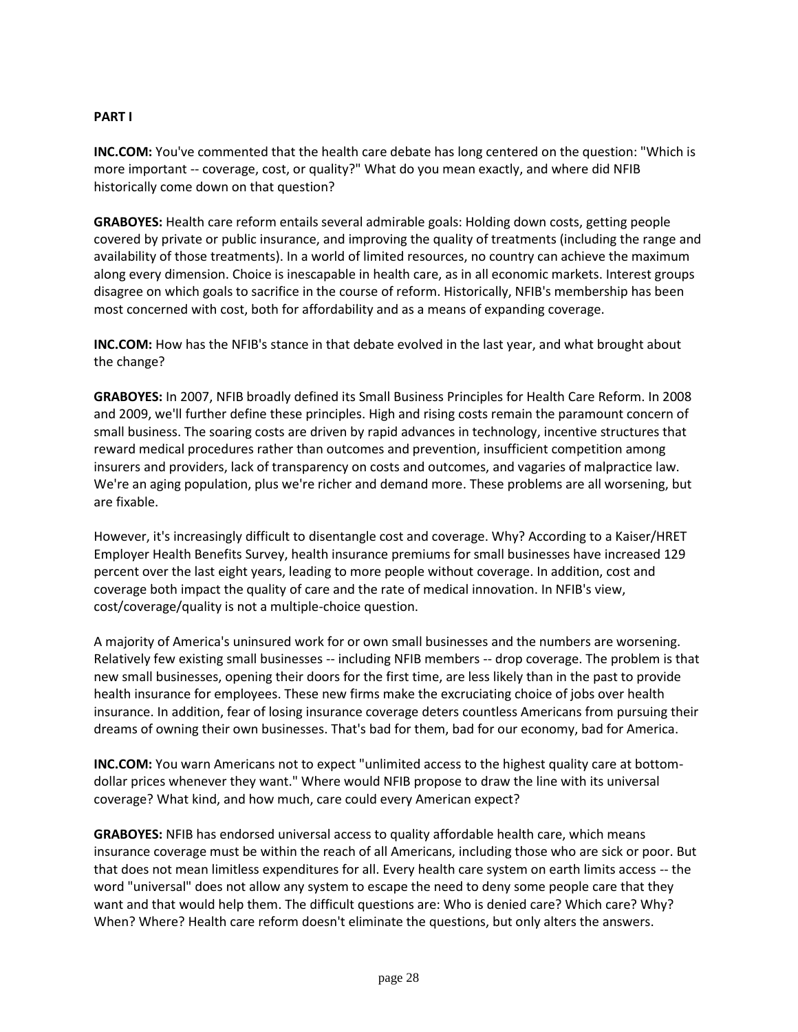**PART I**

**INC.COM:** You've commented that the health care debate has long centered on the question: "Which is more important -- coverage, cost, or quality?" What do you mean exactly, and where did NFIB historically come down on that question?

**GRABOYES:** Health care reform entails several admirable goals: Holding down costs, getting people covered by private or public insurance, and improving the quality of treatments (including the range and availability of those treatments). In a world of limited resources, no country can achieve the maximum along every dimension. Choice is inescapable in health care, as in all economic markets. Interest groups disagree on which goals to sacrifice in the course of reform. Historically, NFIB's membership has been most concerned with cost, both for affordability and as a means of expanding coverage.

**INC.COM:** How has the NFIB's stance in that debate evolved in the last year, and what brought about the change?

**GRABOYES:** In 2007, NFIB broadly defined its Small Business Principles for Health Care Reform. In 2008 and 2009, we'll further define these principles. High and rising costs remain the paramount concern of small business. The soaring costs are driven by rapid advances in technology, incentive structures that reward medical procedures rather than outcomes and prevention, insufficient competition among insurers and providers, lack of transparency on costs and outcomes, and vagaries of malpractice law. We're an aging population, plus we're richer and demand more. These problems are all worsening, but are fixable.

However, it's increasingly difficult to disentangle cost and coverage. Why? According to a Kaiser/HRET Employer Health Benefits Survey, health insurance premiums for small businesses have increased 129 percent over the last eight years, leading to more people without coverage. In addition, cost and coverage both impact the quality of care and the rate of medical innovation. In NFIB's view, cost/coverage/quality is not a multiple-choice question.

A majority of America's uninsured work for or own small businesses and the numbers are worsening. Relatively few existing small businesses -- including NFIB members -- drop coverage. The problem is that new small businesses, opening their doors for the first time, are less likely than in the past to provide health insurance for employees. These new firms make the excruciating choice of jobs over health insurance. In addition, fear of losing insurance coverage deters countless Americans from pursuing their dreams of owning their own businesses. That's bad for them, bad for our economy, bad for America.

**INC.COM:** You warn Americans not to expect "unlimited access to the highest quality care at bottom-dollar prices whenever they want." Where would NFIB propose to draw the line with its universal coverage? What kind, and how much, care could every American expect?

**GRABOYES:** NFIB has endorsed universal access to quality affordable health care, which means insurance coverage must be within the reach of all Americans, including those who are sick or poor. But that does not mean limitless expenditures for all. Every health care system on earth limits access -- the word "universal" does not allow any system to escape the need to deny some people care that they want and that would help them. The difficult questions are: Who is denied care? Which care? Why? When? Where? Health care reform doesn't eliminate the questions, but only alters the answers.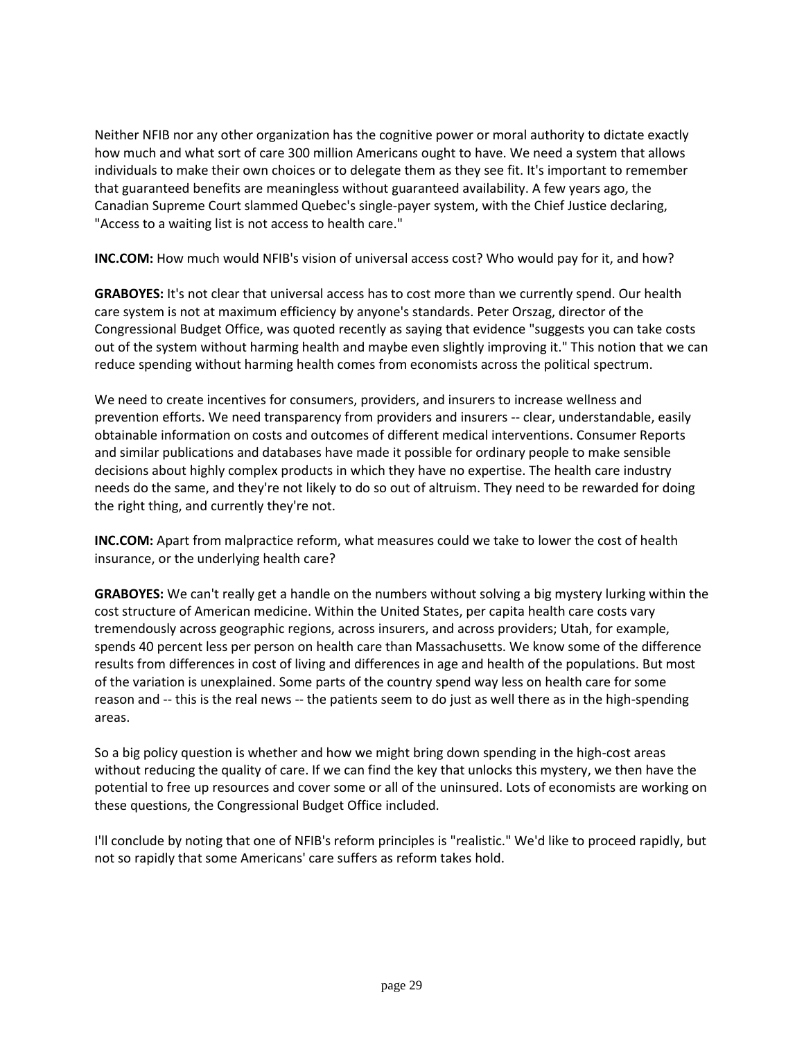Neither NFIB nor any other organization has the cognitive power or moral authority to dictate exactly how much and what sort of care 300 million Americans ought to have. We need a system that allows individuals to make their own choices or to delegate them as they see fit. It's important to remember that guaranteed benefits are meaningless without guaranteed availability. A few years ago, the Canadian Supreme Court slammed Quebec's single-payer system, with the Chief Justice declaring, "Access to a waiting list is not access to health care."

**INC.COM:** How much would NFIB's vision of universal access cost? Who would pay for it, and how?

**GRABOYES:** It's not clear that universal access has to cost more than we currently spend. Our health care system is not at maximum efficiency by anyone's standards. Peter Orszag, director of the Congressional Budget Office, was quoted recently as saying that evidence "suggests you can take costs out of the system without harming health and maybe even slightly improving it." This notion that we can reduce spending without harming health comes from economists across the political spectrum.

We need to create incentives for consumers, providers, and insurers to increase wellness and prevention efforts. We need transparency from providers and insurers -- clear, understandable, easily obtainable information on costs and outcomes of different medical interventions. Consumer Reports and similar publications and databases have made it possible for ordinary people to make sensible decisions about highly complex products in which they have no expertise. The health care industry needs do the same, and they're not likely to do so out of altruism. They need to be rewarded for doing the right thing, and currently they're not.

**INC.COM:** Apart from malpractice reform, what measures could we take to lower the cost of health insurance, or the underlying health care?

**GRABOYES:** We can't really get a handle on the numbers without solving a big mystery lurking within the cost structure of American medicine. Within the United States, per capita health care costs vary tremendously across geographic regions, across insurers, and across providers; Utah, for example, spends 40 percent less per person on health care than Massachusetts. We know some of the difference results from differences in cost of living and differences in age and health of the populations. But most of the variation is unexplained. Some parts of the country spend way less on health care for some reason and -- this is the real news -- the patients seem to do just as well there as in the high-spending areas.

So a big policy question is whether and how we might bring down spending in the high-cost areas without reducing the quality of care. If we can find the key that unlocks this mystery, we then have the potential to free up resources and cover some or all of the uninsured. Lots of economists are working on these questions, the Congressional Budget Office included.

I'll conclude by noting that one of NFIB's reform principles is "realistic." We'd like to proceed rapidly, but not so rapidly that some Americans' care suffers as reform takes hold.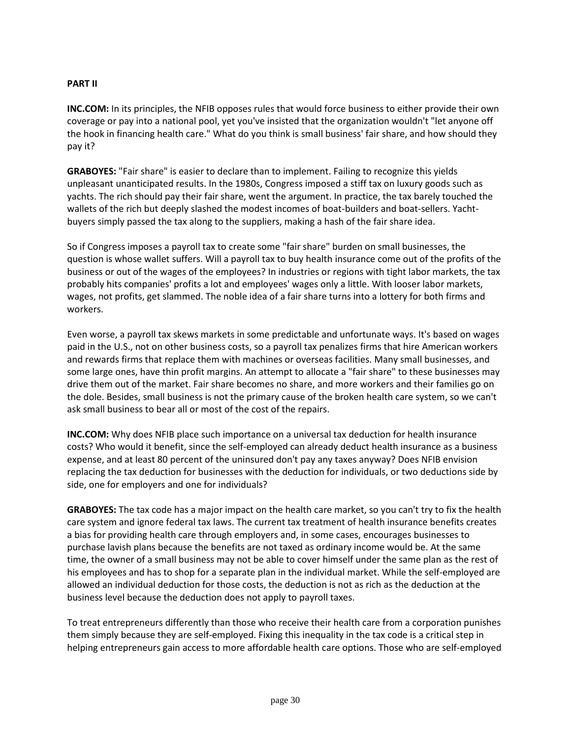**PART II**

**INC.COM:** In its principles, the NFIB opposes rules that would force business to either provide their own coverage or pay into a national pool, yet you've insisted that the organization wouldn't "let anyone off the hook in financing health care." What do you think is small business' fair share, and how should they pay it?

**GRABOYES:** "Fair share" is easier to declare than to implement. Failing to recognize this yields unpleasant unanticipated results. In the 1980s, Congress imposed a stiff tax on luxury goods such as yachts. The rich should pay their fair share, went the argument. In practice, the tax barely touched the wallets of the rich but deeply slashed the modest incomes of boat-builders and boat-sellers. Yacht-buyers simply passed the tax along to the suppliers, making a hash of the fair share idea.

So if Congress imposes a payroll tax to create some "fair share" burden on small businesses, the question is whose wallet suffers. Will a payroll tax to buy health insurance come out of the profits of the business or out of the wages of the employees? In industries or regions with tight labor markets, the tax probably hits companies' profits a lot and employees' wages only a little. With looser labor markets, wages, not profits, get slammed. The noble idea of a fair share turns into a lottery for both firms and workers.

Even worse, a payroll tax skews markets in some predictable and unfortunate ways. It's based on wages paid in the U.S., not on other business costs, so a payroll tax penalizes firms that hire American workers and rewards firms that replace them with machines or overseas facilities. Many small businesses, and some large ones, have thin profit margins. An attempt to allocate a "fair share" to these businesses may drive them out of the market. Fair share becomes no share, and more workers and their families go on the dole. Besides, small business is not the primary cause of the broken health care system, so we can't ask small business to bear all or most of the cost of the repairs.

**INC.COM:** Why does NFIB place such importance on a universal tax deduction for health insurance costs? Who would it benefit, since the self-employed can already deduct health insurance as a business expense, and at least 80 percent of the uninsured don't pay any taxes anyway? Does NFIB envision replacing the tax deduction for businesses with the deduction for individuals, or two deductions side by side, one for employers and one for individuals?

**GRABOYES:** The tax code has a major impact on the health care market, so you can't try to fix the health care system and ignore federal tax laws. The current tax treatment of health insurance benefits creates a bias for providing health care through employers and, in some cases, encourages businesses to purchase lavish plans because the benefits are not taxed as ordinary income would be. At the same time, the owner of a small business may not be able to cover himself under the same plan as the rest of his employees and has to shop for a separate plan in the individual market. While the self-employed are allowed an individual deduction for those costs, the deduction is not as rich as the deduction at the business level because the deduction does not apply to payroll taxes.

To treat entrepreneurs differently than those who receive their health care from a corporation punishes them simply because they are self-employed. Fixing this inequality in the tax code is a critical step in helping entrepreneurs gain access to more affordable health care options. Those who are self-employed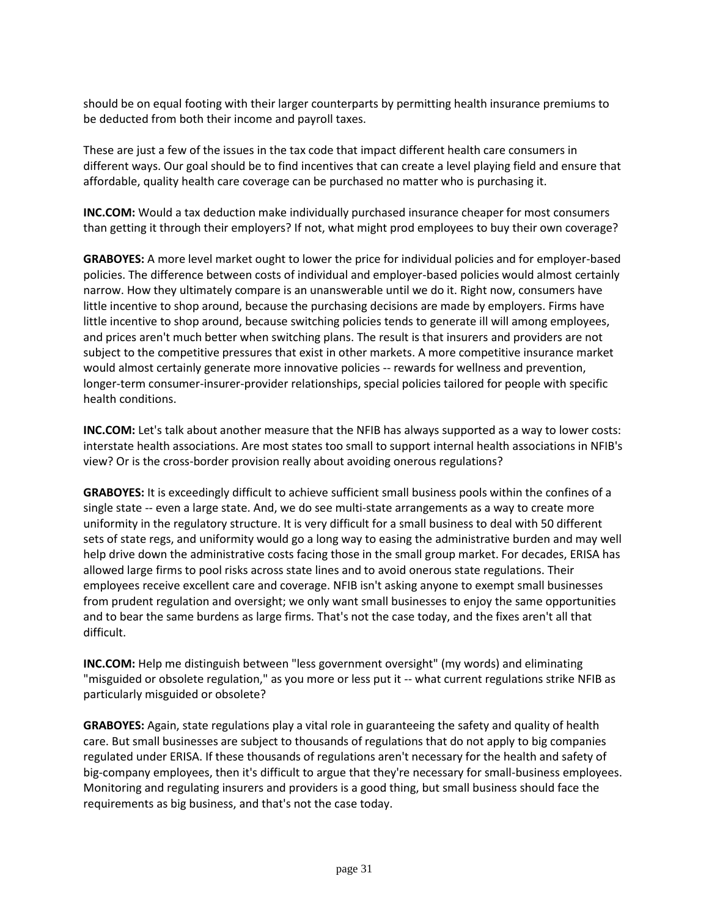should be on equal footing with their larger counterparts by permitting health insurance premiums to be deducted from both their income and payroll taxes.

These are just a few of the issues in the tax code that impact different health care consumers in different ways. Our goal should be to find incentives that can create a level playing field and ensure that affordable, quality health care coverage can be purchased no matter who is purchasing it.

**INC.COM:** Would a tax deduction make individually purchased insurance cheaper for most consumers than getting it through their employers? If not, what might prod employees to buy their own coverage?

**GRABOYES:** A more level market ought to lower the price for individual policies and for employer-based policies. The difference between costs of individual and employer-based policies would almost certainly narrow. How they ultimately compare is an unanswerable until we do it. Right now, consumers have little incentive to shop around, because the purchasing decisions are made by employers. Firms have little incentive to shop around, because switching policies tends to generate ill will among employees, and prices aren't much better when switching plans. The result is that insurers and providers are not subject to the competitive pressures that exist in other markets. A more competitive insurance market would almost certainly generate more innovative policies -- rewards for wellness and prevention, longer-term consumer-insurer-provider relationships, special policies tailored for people with specific health conditions.

**INC.COM:** Let's talk about another measure that the NFIB has always supported as a way to lower costs: interstate health associations. Are most states too small to support internal health associations in NFIB's view? Or is the cross-border provision really about avoiding onerous regulations?

**GRABOYES:** It is exceedingly difficult to achieve sufficient small business pools within the confines of a single state -- even a large state. And, we do see multi-state arrangements as a way to create more uniformity in the regulatory structure. It is very difficult for a small business to deal with 50 different sets of state regs, and uniformity would go a long way to easing the administrative burden and may well help drive down the administrative costs facing those in the small group market. For decades, ERISA has allowed large firms to pool risks across state lines and to avoid onerous state regulations. Their employees receive excellent care and coverage. NFIB isn't asking anyone to exempt small businesses from prudent regulation and oversight; we only want small businesses to enjoy the same opportunities and to bear the same burdens as large firms. That's not the case today, and the fixes aren't all that difficult.

**INC.COM:** Help me distinguish between "less government oversight" (my words) and eliminating "misguided or obsolete regulation," as you more or less put it -- what current regulations strike NFIB as particularly misguided or obsolete?

**GRABOYES:** Again, state regulations play a vital role in guaranteeing the safety and quality of health care. But small businesses are subject to thousands of regulations that do not apply to big companies regulated under ERISA. If these thousands of regulations aren't necessary for the health and safety of big-company employees, then it's difficult to argue that they're necessary for small-business employees. Monitoring and regulating insurers and providers is a good thing, but small business should face the requirements as big business, and that's not the case today.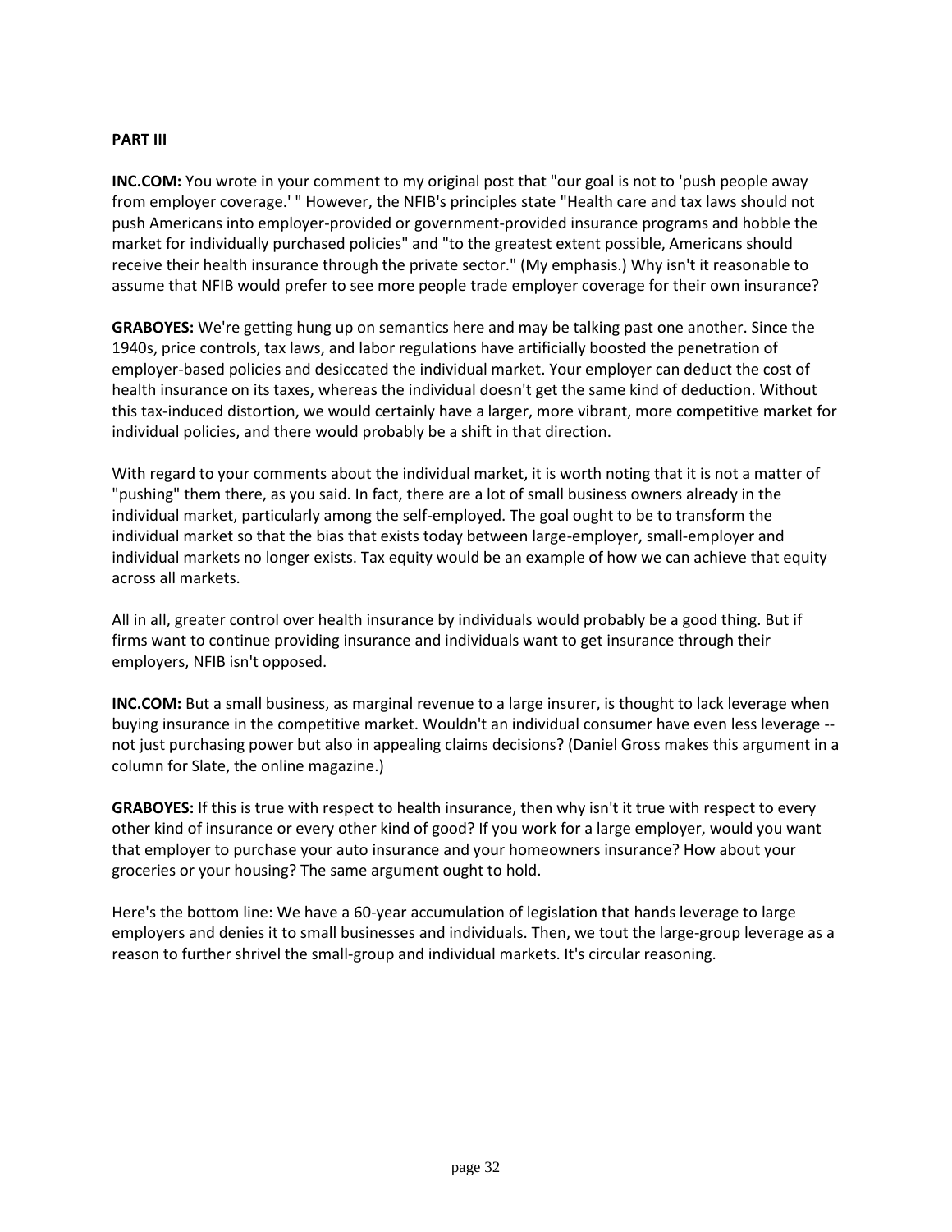**PART III**

**INC.COM:** You wrote in your comment to my original post that "our goal is not to 'push people away from employer coverage.' " However, the NFIB's principles state "Health care and tax laws should not push Americans into employer-provided or government-provided insurance programs and hobble the market for individually purchased policies" and "to the greatest extent possible, Americans should receive their health insurance through the private sector." (My emphasis.) Why isn't it reasonable to assume that NFIB would prefer to see more people trade employer coverage for their own insurance?

**GRABOYES:** We're getting hung up on semantics here and may be talking past one another. Since the 1940s, price controls, tax laws, and labor regulations have artificially boosted the penetration of employer-based policies and desiccated the individual market. Your employer can deduct the cost of health insurance on its taxes, whereas the individual doesn't get the same kind of deduction. Without this tax-induced distortion, we would certainly have a larger, more vibrant, more competitive market for individual policies, and there would probably be a shift in that direction.

With regard to your comments about the individual market, it is worth noting that it is not a matter of "pushing" them there, as you said. In fact, there are a lot of small business owners already in the individual market, particularly among the self-employed. The goal ought to be to transform the individual market so that the bias that exists today between large-employer, small-employer and individual markets no longer exists. Tax equity would be an example of how we can achieve that equity across all markets.

All in all, greater control over health insurance by individuals would probably be a good thing. But if firms want to continue providing insurance and individuals want to get insurance through their employers, NFIB isn't opposed.

**INC.COM:** But a small business, as marginal revenue to a large insurer, is thought to lack leverage when buying insurance in the competitive market. Wouldn't an individual consumer have even less leverage -- not just purchasing power but also in appealing claims decisions? (Daniel Gross makes this argument in a column for Slate, the online magazine.)

**GRABOYES:** If this is true with respect to health insurance, then why isn't it true with respect to every other kind of insurance or every other kind of good? If you work for a large employer, would you want that employer to purchase your auto insurance and your homeowners insurance? How about your groceries or your housing? The same argument ought to hold.

Here's the bottom line: We have a 60-year accumulation of legislation that hands leverage to large employers and denies it to small businesses and individuals. Then, we tout the large-group leverage as a reason to further shrivel the small-group and individual markets. It's circular reasoning.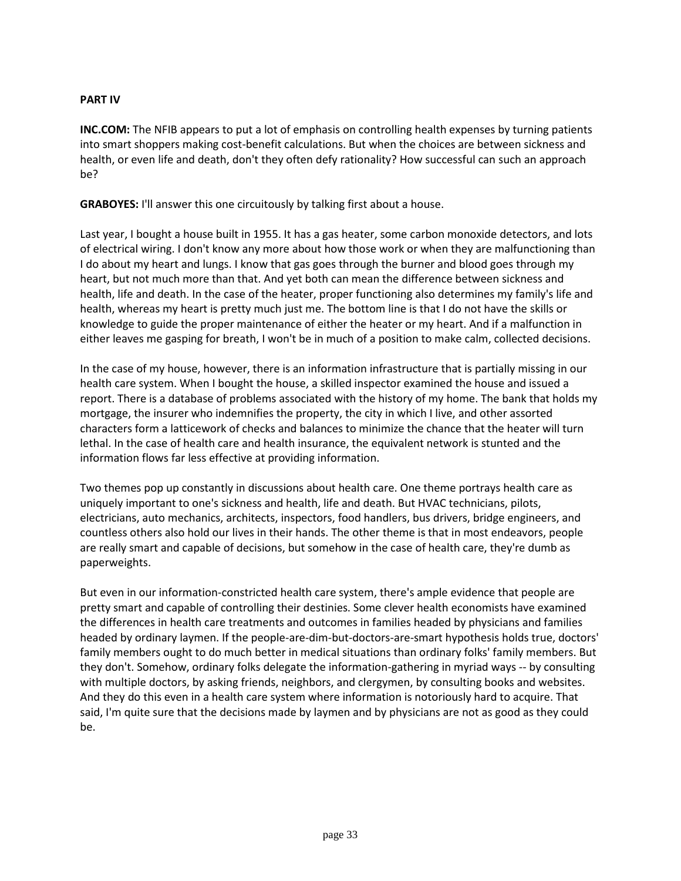**PART IV**

**INC.COM:** The NFIB appears to put a lot of emphasis on controlling health expenses by turning patients into smart shoppers making cost-benefit calculations. But when the choices are between sickness and health, or even life and death, don't they often defy rationality? How successful can such an approach be?

**GRABOYES:** I'll answer this one circuitously by talking first about a house.

Last year, I bought a house built in 1955. It has a gas heater, some carbon monoxide detectors, and lots of electrical wiring. I don't know any more about how those work or when they are malfunctioning than I do about my heart and lungs. I know that gas goes through the burner and blood goes through my heart, but not much more than that. And yet both can mean the difference between sickness and health, life and death. In the case of the heater, proper functioning also determines my family's life and health, whereas my heart is pretty much just me. The bottom line is that I do not have the skills or knowledge to guide the proper maintenance of either the heater or my heart. And if a malfunction in either leaves me gasping for breath, I won't be in much of a position to make calm, collected decisions.

In the case of my house, however, there is an information infrastructure that is partially missing in our health care system. When I bought the house, a skilled inspector examined the house and issued a report. There is a database of problems associated with the history of my home. The bank that holds my mortgage, the insurer who indemnifies the property, the city in which I live, and other assorted characters form a latticework of checks and balances to minimize the chance that the heater will turn lethal. In the case of health care and health insurance, the equivalent network is stunted and the information flows far less effective at providing information.

Two themes pop up constantly in discussions about health care. One theme portrays health care as uniquely important to one's sickness and health, life and death. But HVAC technicians, pilots, electricians, auto mechanics, architects, inspectors, food handlers, bus drivers, bridge engineers, and countless others also hold our lives in their hands. The other theme is that in most endeavors, people are really smart and capable of decisions, but somehow in the case of health care, they're dumb as paperweights.

But even in our information-constricted health care system, there's ample evidence that people are pretty smart and capable of controlling their destinies. Some clever health economists have examined the differences in health care treatments and outcomes in families headed by physicians and families headed by ordinary laymen. If the people-are-dim-but-doctors-are-smart hypothesis holds true, doctors' family members ought to do much better in medical situations than ordinary folks' family members. But they don't. Somehow, ordinary folks delegate the information-gathering in myriad ways -- by consulting with multiple doctors, by asking friends, neighbors, and clergymen, by consulting books and websites. And they do this even in a health care system where information is notoriously hard to acquire. That said, I'm quite sure that the decisions made by laymen and by physicians are not as good as they could be.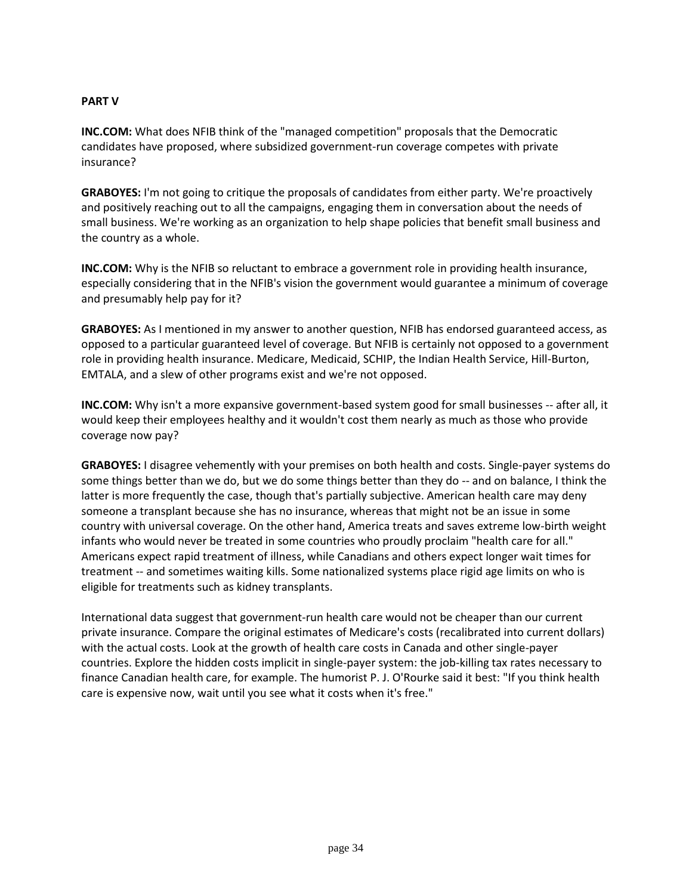**PART V**

**INC.COM:** What does NFIB think of the "managed competition" proposals that the Democratic candidates have proposed, where subsidized government-run coverage competes with private insurance?

**GRABOYES:** I'm not going to critique the proposals of candidates from either party. We're proactively and positively reaching out to all the campaigns, engaging them in conversation about the needs of small business. We're working as an organization to help shape policies that benefit small business and the country as a whole.

**INC.COM:** Why is the NFIB so reluctant to embrace a government role in providing health insurance, especially considering that in the NFIB's vision the government would guarantee a minimum of coverage and presumably help pay for it?

**GRABOYES:** As I mentioned in my answer to another question, NFIB has endorsed guaranteed access, as opposed to a particular guaranteed level of coverage. But NFIB is certainly not opposed to a government role in providing health insurance. Medicare, Medicaid, SCHIP, the Indian Health Service, Hill-Burton, EMTALA, and a slew of other programs exist and we're not opposed.

**INC.COM:** Why isn't a more expansive government-based system good for small businesses -- after all, it would keep their employees healthy and it wouldn't cost them nearly as much as those who provide coverage now pay?

**GRABOYES:** I disagree vehemently with your premises on both health and costs. Single-payer systems do some things better than we do, but we do some things better than they do -- and on balance, I think the latter is more frequently the case, though that's partially subjective. American health care may deny someone a transplant because she has no insurance, whereas that might not be an issue in some country with universal coverage. On the other hand, America treats and saves extreme low-birth weight infants who would never be treated in some countries who proudly proclaim "health care for all." Americans expect rapid treatment of illness, while Canadians and others expect longer wait times for treatment -- and sometimes waiting kills. Some nationalized systems place rigid age limits on who is eligible for treatments such as kidney transplants.

International data suggest that government-run health care would not be cheaper than our current private insurance. Compare the original estimates of Medicare's costs (recalibrated into current dollars) with the actual costs. Look at the growth of health care costs in Canada and other single-payer countries. Explore the hidden costs implicit in single-payer system: the job-killing tax rates necessary to finance Canadian health care, for example. The humorist P. J. O'Rourke said it best: "If you think health care is expensive now, wait until you see what it costs when it's free."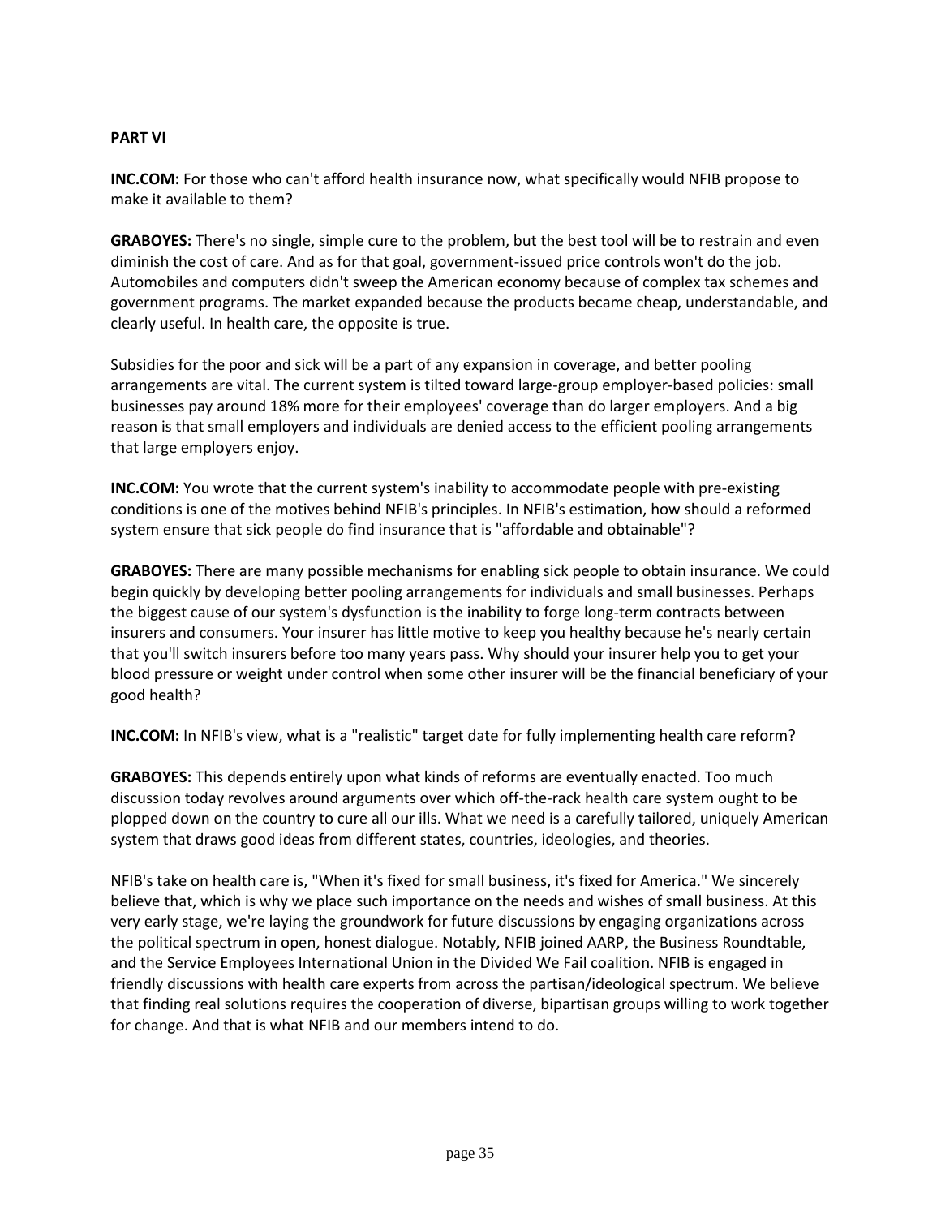**PART VI**

**INC.COM:** For those who can't afford health insurance now, what specifically would NFIB propose to make it available to them?

**GRABOYES:** There's no single, simple cure to the problem, but the best tool will be to restrain and even diminish the cost of care. And as for that goal, government-issued price controls won't do the job. Automobiles and computers didn't sweep the American economy because of complex tax schemes and government programs. The market expanded because the products became cheap, understandable, and clearly useful. In health care, the opposite is true.

Subsidies for the poor and sick will be a part of any expansion in coverage, and better pooling arrangements are vital. The current system is tilted toward large-group employer-based policies: small businesses pay around 18% more for their employees' coverage than do larger employers. And a big reason is that small employers and individuals are denied access to the efficient pooling arrangements that large employers enjoy.

**INC.COM:** You wrote that the current system's inability to accommodate people with pre-existing conditions is one of the motives behind NFIB's principles. In NFIB's estimation, how should a reformed system ensure that sick people do find insurance that is "affordable and obtainable"?

**GRABOYES:** There are many possible mechanisms for enabling sick people to obtain insurance. We could begin quickly by developing better pooling arrangements for individuals and small businesses. Perhaps the biggest cause of our system's dysfunction is the inability to forge long-term contracts between insurers and consumers. Your insurer has little motive to keep you healthy because he's nearly certain that you'll switch insurers before too many years pass. Why should your insurer help you to get your blood pressure or weight under control when some other insurer will be the financial beneficiary of your good health?

**INC.COM:** In NFIB's view, what is a "realistic" target date for fully implementing health care reform?

**GRABOYES:** This depends entirely upon what kinds of reforms are eventually enacted. Too much discussion today revolves around arguments over which off-the-rack health care system ought to be plopped down on the country to cure all our ills. What we need is a carefully tailored, uniquely American system that draws good ideas from different states, countries, ideologies, and theories.

NFIB's take on health care is, "When it's fixed for small business, it's fixed for America." We sincerely believe that, which is why we place such importance on the needs and wishes of small business. At this very early stage, we're laying the groundwork for future discussions by engaging organizations across the political spectrum in open, honest dialogue. Notably, NFIB joined AARP, the Business Roundtable, and the Service Employees International Union in the Divided We Fail coalition. NFIB is engaged in friendly discussions with health care experts from across the partisan/ideological spectrum. We believe that finding real solutions requires the cooperation of diverse, bipartisan groups willing to work together for change. And that is what NFIB and our members intend to do.